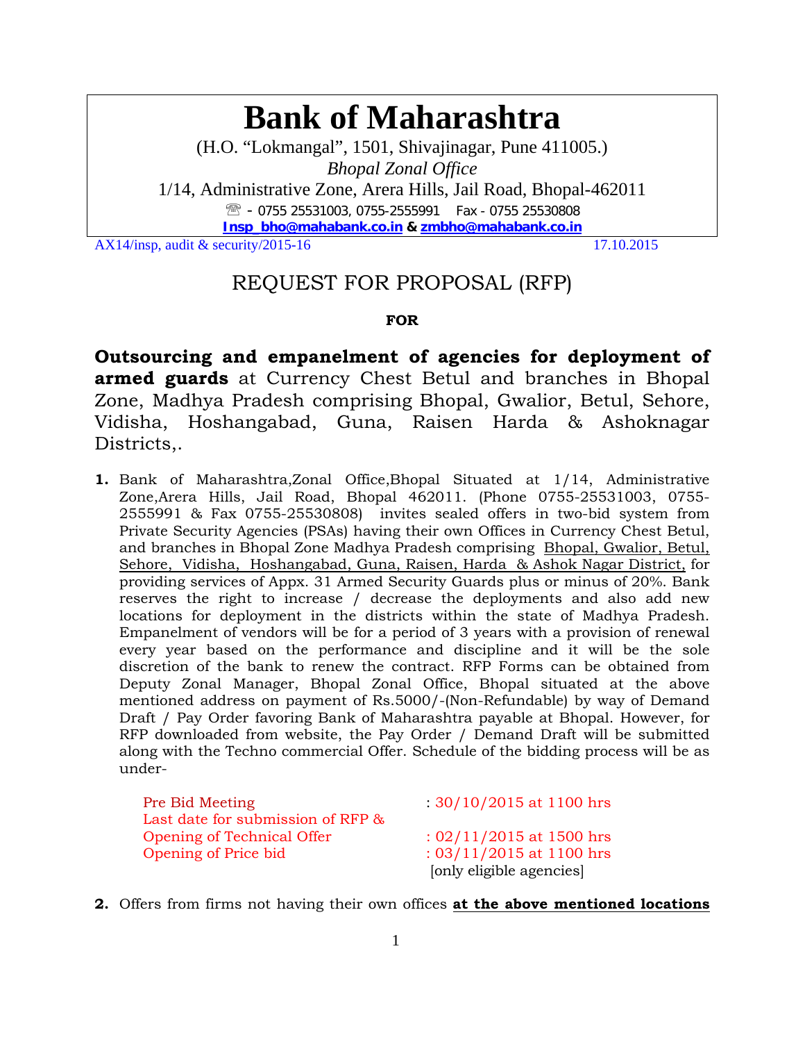# Bank of Maharashtra

(H.O. "Lokmangal", 1501, Shivajinagar, Pune 411005.)

*Bhopal Zonal Office*

1/14, Administrative Zone, Arera Hills, Jail Road, Bhopal-462011

☏ - 0755 25531003, 0755-2555991 Fax - 0755 25530808

**Insp_bho@mahabank.co.in & zmbho@mahabank.co.in**

AX14/insp, audit & security/2015-16 17.10.2015

## REQUEST FOR PROPOSAL (RFP)

**FOR**

**Outsourcing and empanelment of agencies for deployment of armed guards** at Currency Chest Betul and branches in Bhopal Zone, Madhya Pradesh comprising Bhopal, Gwalior, Betul, Sehore, Vidisha, Hoshangabad, Guna, Raisen Harda & Ashoknagar Districts,.

1. Bank of Maharashtra,Zonal Office,Bhopal Situated at 1/14, Administrative Zone,Arera Hills, Jail Road, Bhopal 462011. (Phone 0755-25531003, 0755-2555991 & Fax 0755-25530808) invites sealed offers in two-bid system from Private Security Agencies (PSAs) having their own Offices in Currency Chest Betul, and branches in Bhopal Zone Madhya Pradesh comprising Bhopal, Gwalior, Betul, Sehore, Vidisha, Hoshangabad, Guna, Raisen, Harda & Ashok Nagar District, for providing services of Appx. 31 Armed Security Guards plus or minus of 20%. Bank reserves the right to increase / decrease the deployments and also add new locations for deployment in the districts within the state of Madhya Pradesh. Empanelment of vendors will be for a period of 3 years with a provision of renewal every year based on the performance and discipline and it will be the sole discretion of the bank to renew the contract. RFP Forms can be obtained from Deputy Zonal Manager, Bhopal Zonal Office, Bhopal situated at the above mentioned address on payment of Rs.5000/-(Non-Refundable) by way of Demand Draft / Pay Order favoring Bank of Maharashtra payable at Bhopal. However, for RFP downloaded from website, the Pay Order / Demand Draft will be submitted along with the Techno commercial Offer. Schedule of the bidding process will be as under-

| | |
|---|---|
| Pre Bid Meeting | : 30/10/2015 at 1100 hrs |
| Last date for submission of RFP & Opening of Technical Offer | : 02/11/2015 at 1500 hrs |
| Opening of Price bid | : 03/11/2015 at 1100 hrs [only eligible agencies] |

2. Offers from firms not having their own offices **at the above mentioned locations**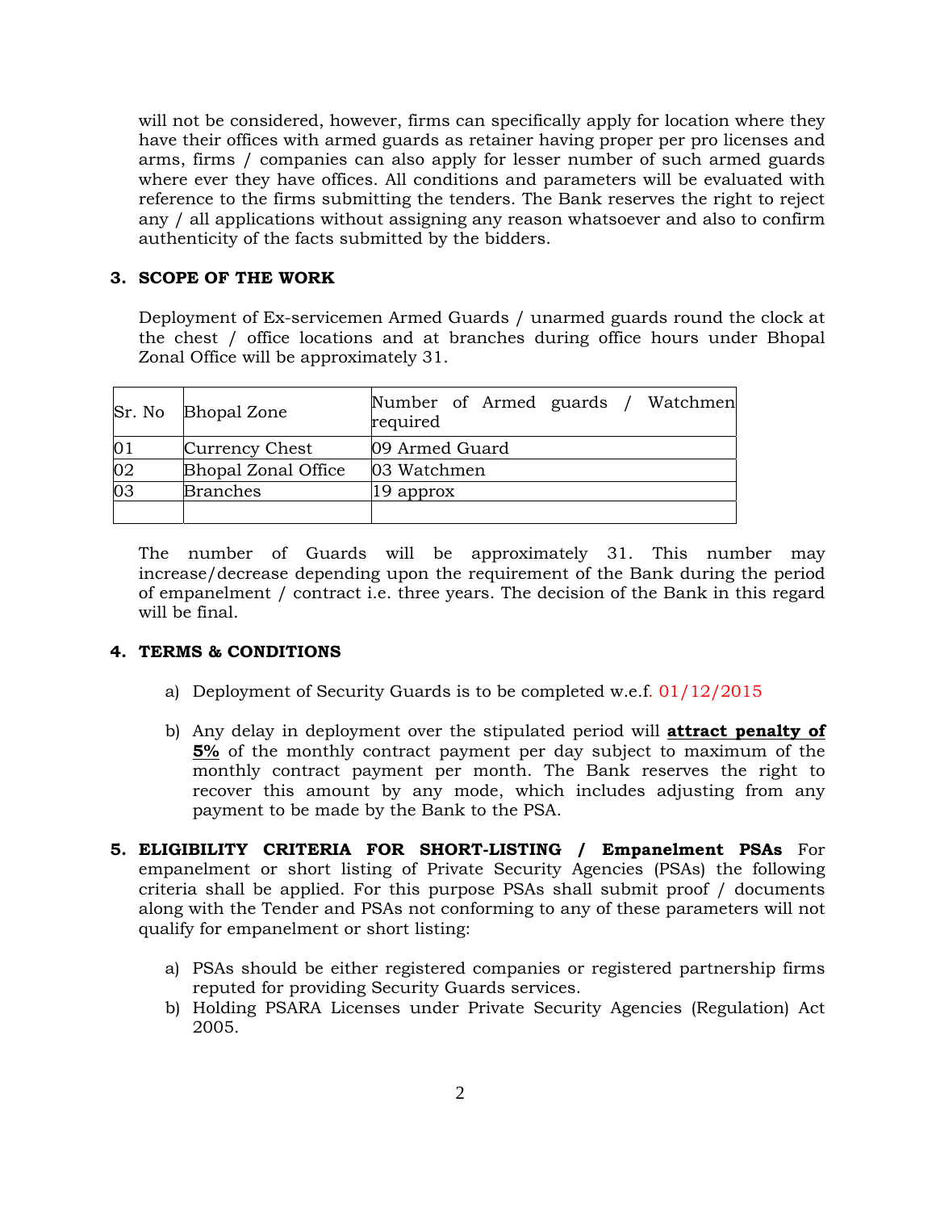will not be considered, however, firms can specifically apply for location where they have their offices with armed guards as retainer having proper per pro licenses and arms, firms / companies can also apply for lesser number of such armed guards where ever they have offices. All conditions and parameters will be evaluated with reference to the firms submitting the tenders. The Bank reserves the right to reject any / all applications without assigning any reason whatsoever and also to confirm authenticity of the facts submitted by the bidders.

## 3. SCOPE OF THE WORK

Deployment of Ex-servicemen Armed Guards / unarmed guards round the clock at the chest / office locations and at branches during office hours under Bhopal Zonal Office will be approximately 31.

| Sr. No | Bhopal Zone | Number of Armed guards / Watchmen required |
|---|---|---|
| 01 | Currency Chest | 09 Armed Guard |
| 02 | Bhopal Zonal Office | 03 Watchmen |
| 03 | Branches | 19 approx |
| | | |

The number of Guards will be approximately 31. This number may increase/decrease depending upon the requirement of the Bank during the period of empanelment / contract i.e. three years. The decision of the Bank in this regard will be final.

## 4. TERMS & CONDITIONS

a) Deployment of Security Guards is to be completed w.e.f. 01/12/2015

b) Any delay in deployment over the stipulated period will **attract penalty of 5%** of the monthly contract payment per day subject to maximum of the monthly contract payment per month. The Bank reserves the right to recover this amount by any mode, which includes adjusting from any payment to be made by the Bank to the PSA.

## 5. ELIGIBILITY CRITERIA FOR SHORT-LISTING / Empanelment PSAs

For empanelment or short listing of Private Security Agencies (PSAs) the following criteria shall be applied. For this purpose PSAs shall submit proof / documents along with the Tender and PSAs not conforming to any of these parameters will not qualify for empanelment or short listing:

a) PSAs should be either registered companies or registered partnership firms reputed for providing Security Guards services.
b) Holding PSARA Licenses under Private Security Agencies (Regulation) Act 2005.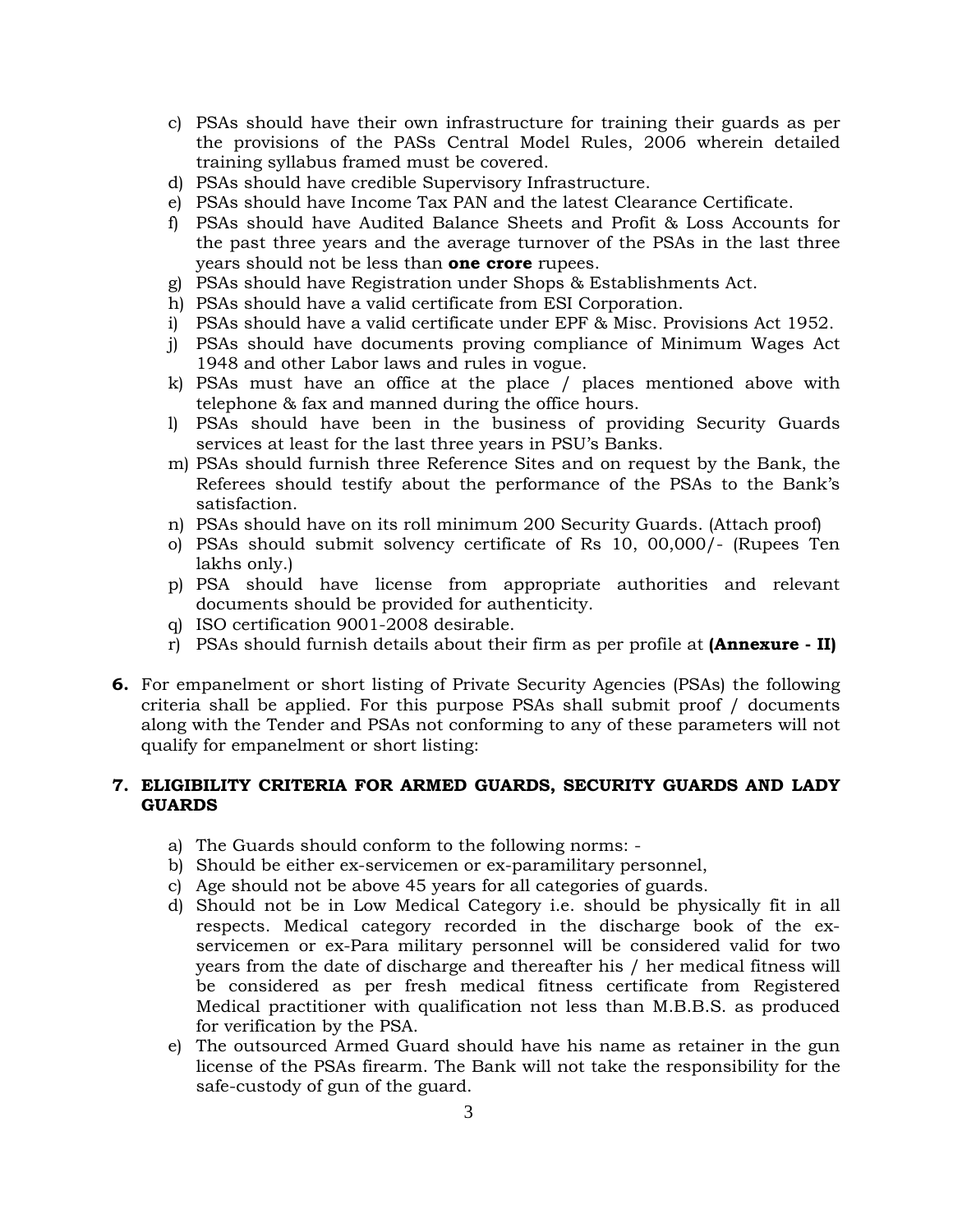c) PSAs should have their own infrastructure for training their guards as per the provisions of the PASs Central Model Rules, 2006 wherein detailed training syllabus framed must be covered.
d) PSAs should have credible Supervisory Infrastructure.
e) PSAs should have Income Tax PAN and the latest Clearance Certificate.
f) PSAs should have Audited Balance Sheets and Profit & Loss Accounts for the past three years and the average turnover of the PSAs in the last three years should not be less than **one crore** rupees.
g) PSAs should have Registration under Shops & Establishments Act.
h) PSAs should have a valid certificate from ESI Corporation.
i) PSAs should have a valid certificate under EPF & Misc. Provisions Act 1952.
j) PSAs should have documents proving compliance of Minimum Wages Act 1948 and other Labor laws and rules in vogue.
k) PSAs must have an office at the place / places mentioned above with telephone & fax and manned during the office hours.
l) PSAs should have been in the business of providing Security Guards services at least for the last three years in PSU's Banks.
m) PSAs should furnish three Reference Sites and on request by the Bank, the Referees should testify about the performance of the PSAs to the Bank's satisfaction.
n) PSAs should have on its roll minimum 200 Security Guards. (Attach proof)
o) PSAs should submit solvency certificate of Rs 10, 00,000/- (Rupees Ten lakhs only.)
p) PSA should have license from appropriate authorities and relevant documents should be provided for authenticity.
q) ISO certification 9001-2008 desirable.
r) PSAs should furnish details about their firm as per profile at **(Annexure - II)**

**6.** For empanelment or short listing of Private Security Agencies (PSAs) the following criteria shall be applied. For this purpose PSAs shall submit proof / documents along with the Tender and PSAs not conforming to any of these parameters will not qualify for empanelment or short listing:

**7. ELIGIBILITY CRITERIA FOR ARMED GUARDS, SECURITY GUARDS AND LADY GUARDS**

a) The Guards should conform to the following norms: -
b) Should be either ex-servicemen or ex-paramilitary personnel,
c) Age should not be above 45 years for all categories of guards.
d) Should not be in Low Medical Category i.e. should be physically fit in all respects. Medical category recorded in the discharge book of the ex-servicemen or ex-Para military personnel will be considered valid for two years from the date of discharge and thereafter his / her medical fitness will be considered as per fresh medical fitness certificate from Registered Medical practitioner with qualification not less than M.B.B.S. as produced for verification by the PSA.
e) The outsourced Armed Guard should have his name as retainer in the gun license of the PSAs firearm. The Bank will not take the responsibility for the safe-custody of gun of the guard.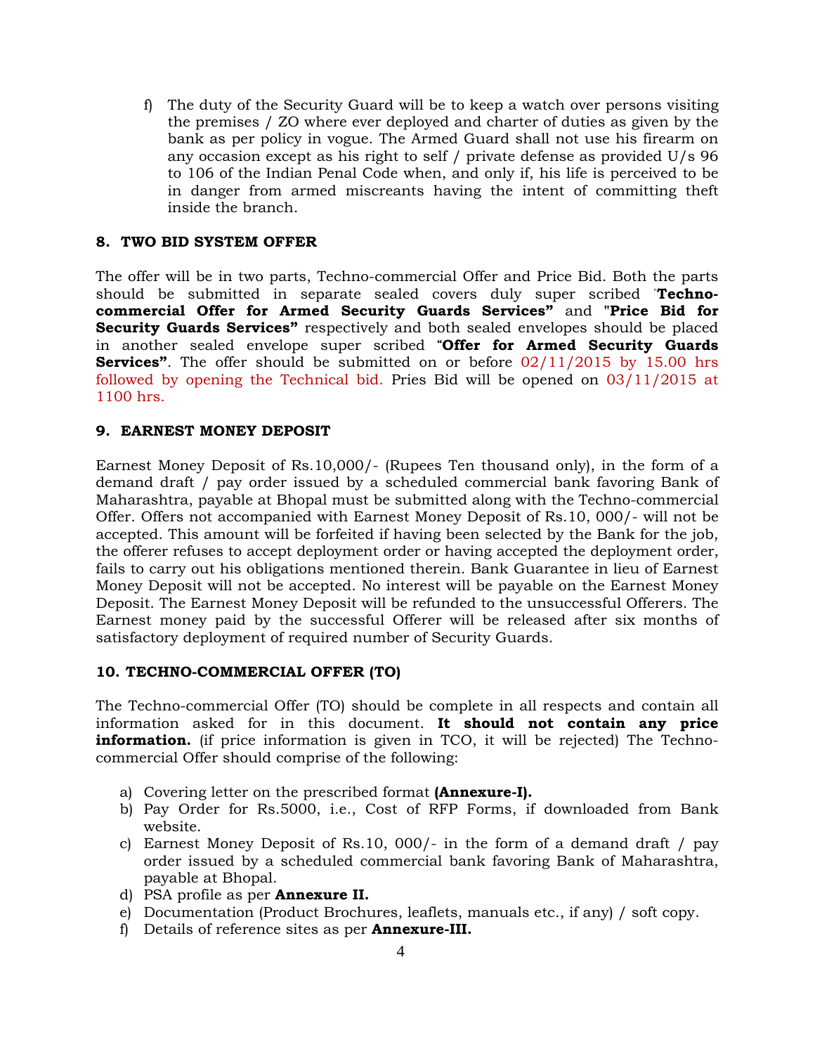f) The duty of the Security Guard will be to keep a watch over persons visiting the premises / ZO where ever deployed and charter of duties as given by the bank as per policy in vogue. The Armed Guard shall not use his firearm on any occasion except as his right to self / private defense as provided U/s 96 to 106 of the Indian Penal Code when, and only if, his life is perceived to be in danger from armed miscreants having the intent of committing theft inside the branch.

## 8. TWO BID SYSTEM OFFER

The offer will be in two parts, Techno-commercial Offer and Price Bid. Both the parts should be submitted in separate sealed covers duly super scribed "**Techno-commercial Offer for Armed Security Guards Services"** and **"Price Bid for Security Guards Services"** respectively and both sealed envelopes should be placed in another sealed envelope super scribed **"Offer for Armed Security Guards Services"**. The offer should be submitted on or before 02/11/2015 by 15.00 hrs followed by opening the Technical bid. Pries Bid will be opened on 03/11/2015 at 1100 hrs.

## 9. EARNEST MONEY DEPOSIT

Earnest Money Deposit of Rs.10,000/- (Rupees Ten thousand only), in the form of a demand draft / pay order issued by a scheduled commercial bank favoring Bank of Maharashtra, payable at Bhopal must be submitted along with the Techno-commercial Offer. Offers not accompanied with Earnest Money Deposit of Rs.10, 000/- will not be accepted. This amount will be forfeited if having been selected by the Bank for the job, the offerer refuses to accept deployment order or having accepted the deployment order, fails to carry out his obligations mentioned therein. Bank Guarantee in lieu of Earnest Money Deposit will not be accepted. No interest will be payable on the Earnest Money Deposit. The Earnest Money Deposit will be refunded to the unsuccessful Offerers. The Earnest money paid by the successful Offerer will be released after six months of satisfactory deployment of required number of Security Guards.

## 10. TECHNO-COMMERCIAL OFFER (TO)

The Techno-commercial Offer (TO) should be complete in all respects and contain all information asked for in this document. **It should not contain any price information.** (if price information is given in TCO, it will be rejected) The Techno-commercial Offer should comprise of the following:

a) Covering letter on the prescribed format **(Annexure-I).**
b) Pay Order for Rs.5000, i.e., Cost of RFP Forms, if downloaded from Bank website.
c) Earnest Money Deposit of Rs.10, 000/- in the form of a demand draft / pay order issued by a scheduled commercial bank favoring Bank of Maharashtra, payable at Bhopal.
d) PSA profile as per **Annexure II.**
e) Documentation (Product Brochures, leaflets, manuals etc., if any) / soft copy.
f) Details of reference sites as per **Annexure-III.**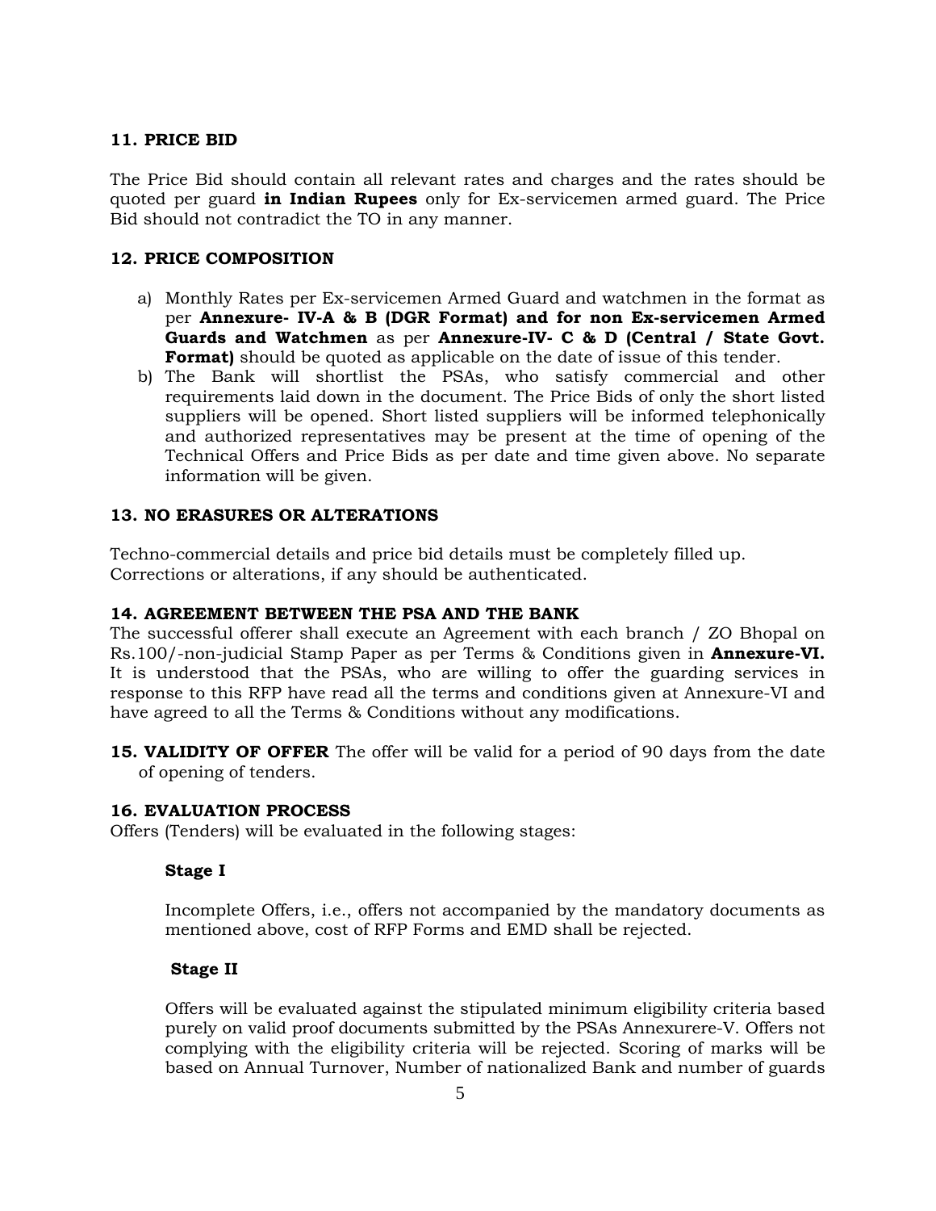**11. PRICE BID**

The Price Bid should contain all relevant rates and charges and the rates should be quoted per guard **in Indian Rupees** only for Ex-servicemen armed guard. The Price Bid should not contradict the TO in any manner.

**12. PRICE COMPOSITION**

a) Monthly Rates per Ex-servicemen Armed Guard and watchmen in the format as per **Annexure- IV-A & B (DGR Format) and for non Ex-servicemen Armed Guards and Watchmen** as per **Annexure-IV- C & D (Central / State Govt. Format)** should be quoted as applicable on the date of issue of this tender.
b) The Bank will shortlist the PSAs, who satisfy commercial and other requirements laid down in the document. The Price Bids of only the short listed suppliers will be opened. Short listed suppliers will be informed telephonically and authorized representatives may be present at the time of opening of the Technical Offers and Price Bids as per date and time given above. No separate information will be given.

**13. NO ERASURES OR ALTERATIONS**

Techno-commercial details and price bid details must be completely filled up.
Corrections or alterations, if any should be authenticated.

**14. AGREEMENT BETWEEN THE PSA AND THE BANK**
The successful offerer shall execute an Agreement with each branch / ZO Bhopal on Rs.100/-non-judicial Stamp Paper as per Terms & Conditions given in **Annexure-VI.** It is understood that the PSAs, who are willing to offer the guarding services in response to this RFP have read all the terms and conditions given at Annexure-VI and have agreed to all the Terms & Conditions without any modifications.

**15. VALIDITY OF OFFER** The offer will be valid for a period of 90 days from the date of opening of tenders.

**16. EVALUATION PROCESS**
Offers (Tenders) will be evaluated in the following stages:

**Stage I**

Incomplete Offers, i.e., offers not accompanied by the mandatory documents as mentioned above, cost of RFP Forms and EMD shall be rejected.

**Stage II**

Offers will be evaluated against the stipulated minimum eligibility criteria based purely on valid proof documents submitted by the PSAs Annexurere-V. Offers not complying with the eligibility criteria will be rejected. Scoring of marks will be based on Annual Turnover, Number of nationalized Bank and number of guards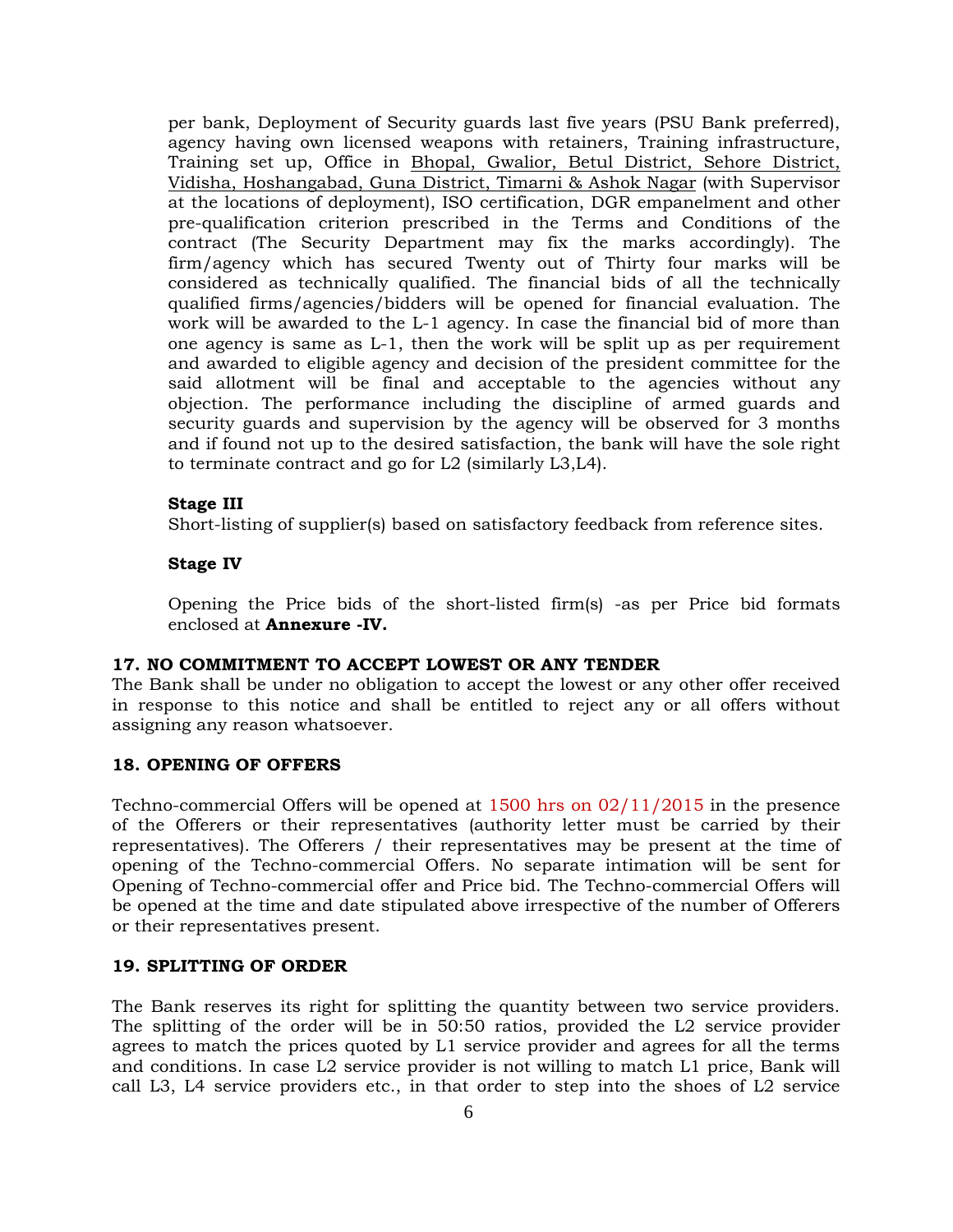per bank, Deployment of Security guards last five years (PSU Bank preferred), agency having own licensed weapons with retainers, Training infrastructure, Training set up, Office in Bhopal, Gwalior, Betul District, Sehore District, Vidisha, Hoshangabad, Guna District, Timarni & Ashok Nagar (with Supervisor at the locations of deployment), ISO certification, DGR empanelment and other pre-qualification criterion prescribed in the Terms and Conditions of the contract (The Security Department may fix the marks accordingly). The firm/agency which has secured Twenty out of Thirty four marks will be considered as technically qualified. The financial bids of all the technically qualified firms/agencies/bidders will be opened for financial evaluation. The work will be awarded to the L-1 agency. In case the financial bid of more than one agency is same as L-1, then the work will be split up as per requirement and awarded to eligible agency and decision of the president committee for the said allotment will be final and acceptable to the agencies without any objection. The performance including the discipline of armed guards and security guards and supervision by the agency will be observed for 3 months and if found not up to the desired satisfaction, the bank will have the sole right to terminate contract and go for L2 (similarly L3,L4).

**Stage III**

Short-listing of supplier(s) based on satisfactory feedback from reference sites.

**Stage IV**

Opening the Price bids of the short-listed firm(s) -as per Price bid formats enclosed at **Annexure -IV.**

### 17. NO COMMITMENT TO ACCEPT LOWEST OR ANY TENDER

The Bank shall be under no obligation to accept the lowest or any other offer received in response to this notice and shall be entitled to reject any or all offers without assigning any reason whatsoever.

### 18. OPENING OF OFFERS

Techno-commercial Offers will be opened at 1500 hrs on 02/11/2015 in the presence of the Offerers or their representatives (authority letter must be carried by their representatives). The Offerers / their representatives may be present at the time of opening of the Techno-commercial Offers. No separate intimation will be sent for Opening of Techno-commercial offer and Price bid. The Techno-commercial Offers will be opened at the time and date stipulated above irrespective of the number of Offerers or their representatives present.

### 19. SPLITTING OF ORDER

The Bank reserves its right for splitting the quantity between two service providers. The splitting of the order will be in 50:50 ratios, provided the L2 service provider agrees to match the prices quoted by L1 service provider and agrees for all the terms and conditions. In case L2 service provider is not willing to match L1 price, Bank will call L3, L4 service providers etc., in that order to step into the shoes of L2 service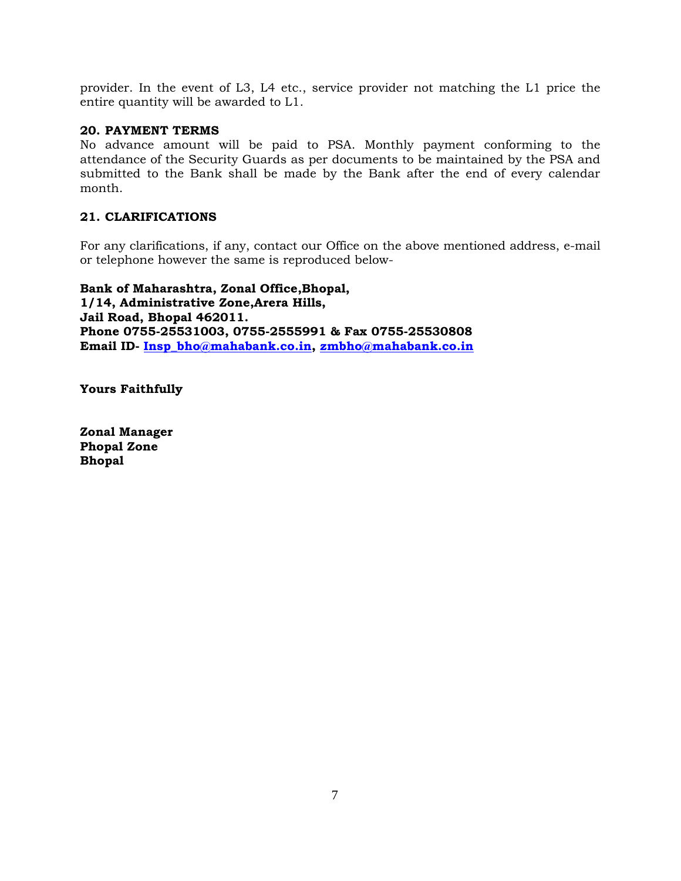provider. In the event of L3, L4 etc., service provider not matching the L1 price the entire quantity will be awarded to L1.

### 20. PAYMENT TERMS

No advance amount will be paid to PSA. Monthly payment conforming to the attendance of the Security Guards as per documents to be maintained by the PSA and submitted to the Bank shall be made by the Bank after the end of every calendar month.

### 21. CLARIFICATIONS

For any clarifications, if any, contact our Office on the above mentioned address, e-mail or telephone however the same is reproduced below-

**Bank of Maharashtra, Zonal Office,Bhopal,**
**1/14, Administrative Zone,Arera Hills,**
**Jail Road, Bhopal 462011.**
**Phone 0755-25531003, 0755-2555991 & Fax 0755-25530808**
**Email ID- Insp_bho@mahabank.co.in, zmbho@mahabank.co.in**

**Yours Faithfully**

**Zonal Manager**
**Phopal Zone**
**Bhopal**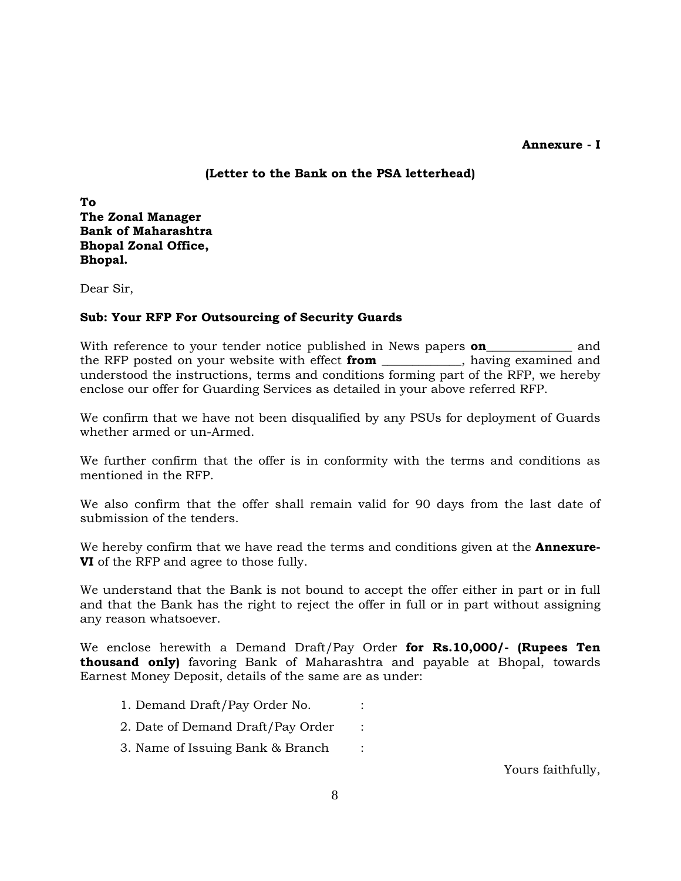**Annexure - I**

**(Letter to the Bank on the PSA letterhead)**

**To**
**The Zonal Manager**
**Bank of Maharashtra**
**Bhopal Zonal Office,**
**Bhopal.**

Dear Sir,

**Sub: Your RFP For Outsourcing of Security Guards**

With reference to your tender notice published in News papers **on**_____________ and the RFP posted on your website with effect **from** ____________, having examined and understood the instructions, terms and conditions forming part of the RFP, we hereby enclose our offer for Guarding Services as detailed in your above referred RFP.

We confirm that we have not been disqualified by any PSUs for deployment of Guards whether armed or un-Armed.

We further confirm that the offer is in conformity with the terms and conditions as mentioned in the RFP.

We also confirm that the offer shall remain valid for 90 days from the last date of submission of the tenders.

We hereby confirm that we have read the terms and conditions given at the **Annexure-VI** of the RFP and agree to those fully.

We understand that the Bank is not bound to accept the offer either in part or in full and that the Bank has the right to reject the offer in full or in part without assigning any reason whatsoever.

We enclose herewith a Demand Draft/Pay Order **for Rs.10,000/- (Rupees Ten thousand only)** favoring Bank of Maharashtra and payable at Bhopal, towards Earnest Money Deposit, details of the same are as under:

1. Demand Draft/Pay Order No. :
2. Date of Demand Draft/Pay Order :
3. Name of Issuing Bank & Branch :

Yours faithfully,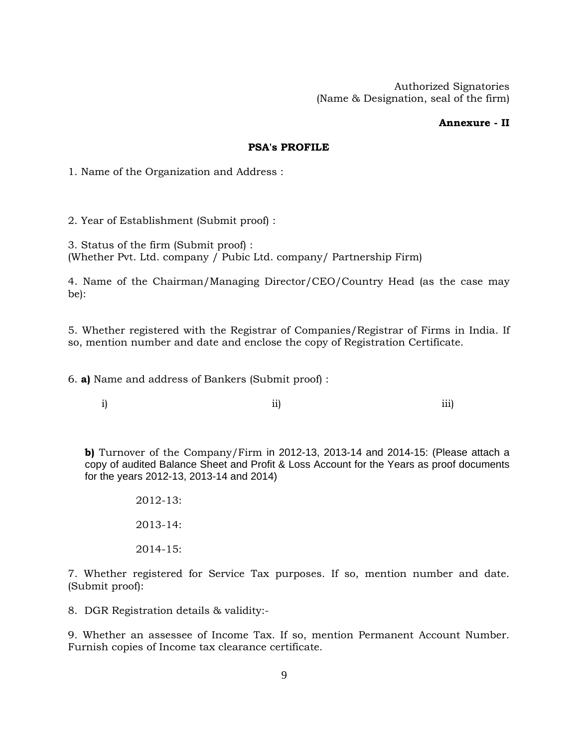Authorized Signatories
(Name & Designation, seal of the firm)

**Annexure - II**

## PSA's PROFILE

1. Name of the Organization and Address :

2. Year of Establishment (Submit proof) :

3. Status of the firm (Submit proof) :
(Whether Pvt. Ltd. company / Pubic Ltd. company/ Partnership Firm)

4. Name of the Chairman/Managing Director/CEO/Country Head (as the case may be):

5. Whether registered with the Registrar of Companies/Registrar of Firms in India. If so, mention number and date and enclose the copy of Registration Certificate.

6. **a)** Name and address of Bankers (Submit proof) :

i) ii) iii)

**b)** Turnover of the Company/Firm in 2012-13, 2013-14 and 2014-15: (Please attach a copy of audited Balance Sheet and Profit & Loss Account for the Years as proof documents for the years 2012-13, 2013-14 and 2014)

2012-13:

2013-14:

2014-15:

7. Whether registered for Service Tax purposes. If so, mention number and date. (Submit proof):

8. DGR Registration details & validity:-

9. Whether an assessee of Income Tax. If so, mention Permanent Account Number. Furnish copies of Income tax clearance certificate.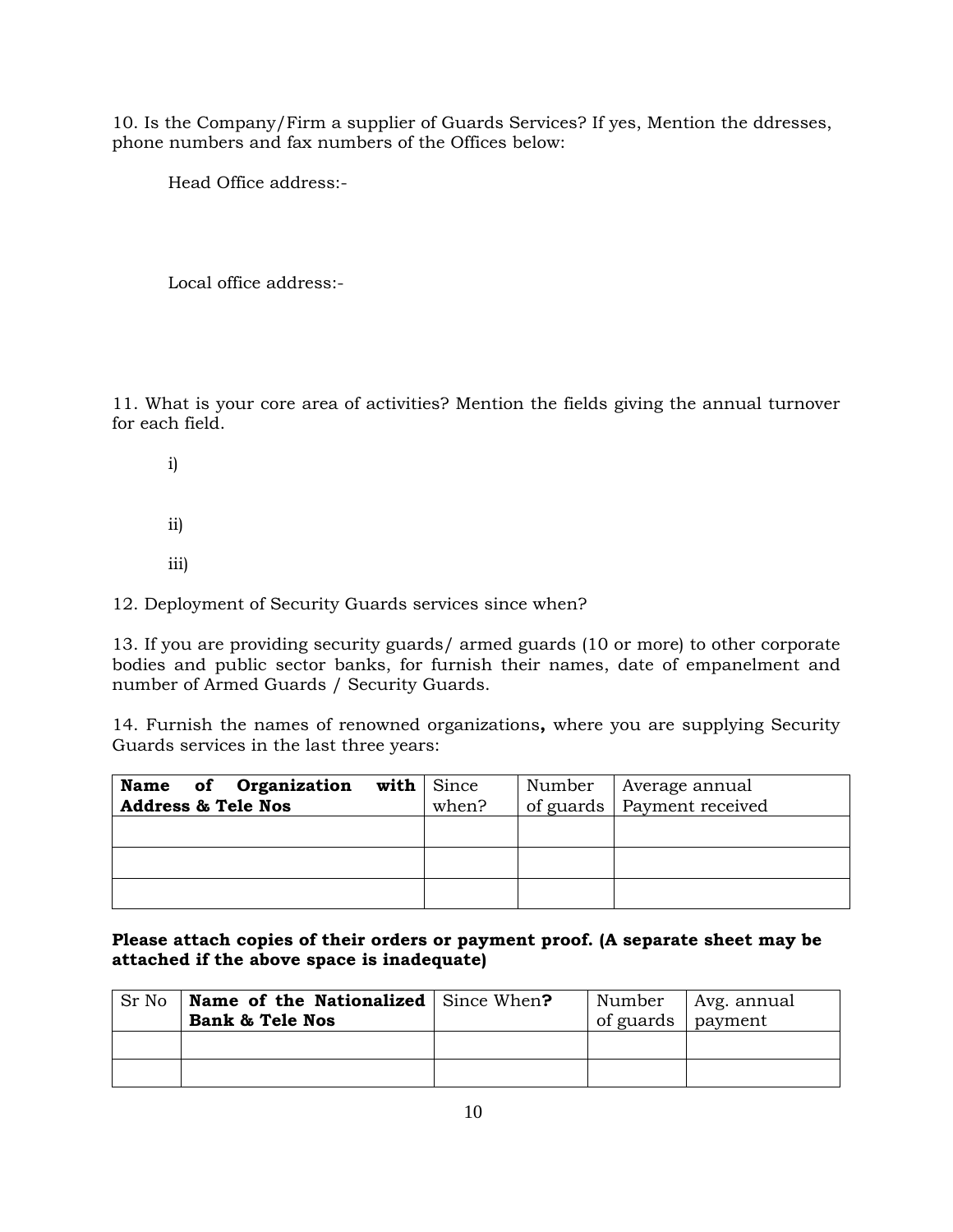10. Is the Company/Firm a supplier of Guards Services? If yes, Mention the ddresses, phone numbers and fax numbers of the Offices below:

Head Office address:-

Local office address:-

11. What is your core area of activities? Mention the fields giving the annual turnover for each field.

i)

ii)

iii)

12. Deployment of Security Guards services since when?

13. If you are providing security guards/ armed guards (10 or more) to other corporate bodies and public sector banks, for furnish their names, date of empanelment and number of Armed Guards / Security Guards.

14. Furnish the names of renowned organizations**,** where you are supplying Security Guards services in the last three years:

| **Name of Organization with Address & Tele Nos** | Since when? | Number of guards | Average annual Payment received |
|---|---|---|---|
| | | | |
| | | | |
| | | | |

**Please attach copies of their orders or payment proof. (A separate sheet may be attached if the above space is inadequate)**

| Sr No | **Name of the Nationalized Bank & Tele Nos** | Since When**?** | Number of guards | Avg. annual payment |
|---|---|---|---|---|
| | | | | |
| | | | | |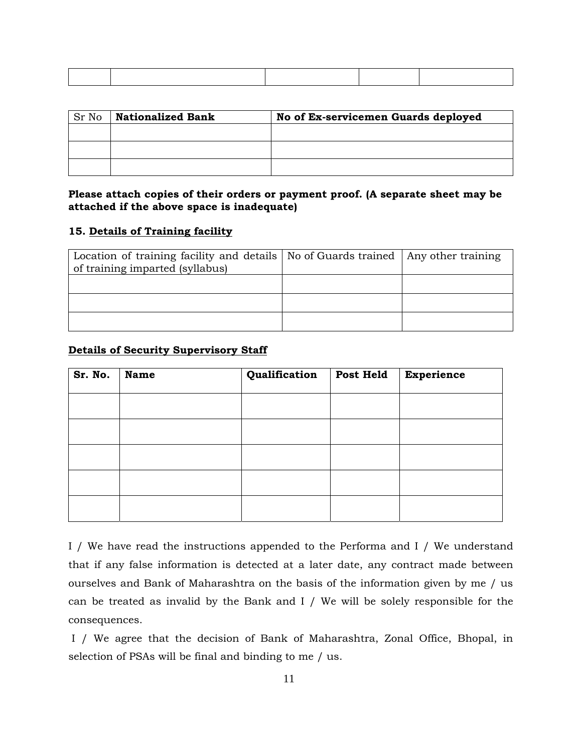| | | | | |
|---|---|---|---|---|
| | | | | |

| Sr No | **Nationalized Bank** | **No of Ex-servicemen Guards deployed** |
|---|---|---|
| | | |
| | | |
| | | |

**Please attach copies of their orders or payment proof. (A separate sheet may be attached if the above space is inadequate)**

**15. <u>Details of Training facility</u>**

| Location of training facility and details of training imparted (syllabus) | No of Guards trained | Any other training |
|---|---|---|
| | | |
| | | |
| | | |

**<u>Details of Security Supervisory Staff</u>**

| **Sr. No.** | **Name** | **Qualification** | **Post Held** | **Experience** |
|---|---|---|---|---|
| | | | | |
| | | | | |
| | | | | |
| | | | | |
| | | | | |

I / We have read the instructions appended to the Performa and I / We understand that if any false information is detected at a later date, any contract made between ourselves and Bank of Maharashtra on the basis of the information given by me / us can be treated as invalid by the Bank and I / We will be solely responsible for the consequences.

I / We agree that the decision of Bank of Maharashtra, Zonal Office, Bhopal, in selection of PSAs will be final and binding to me / us.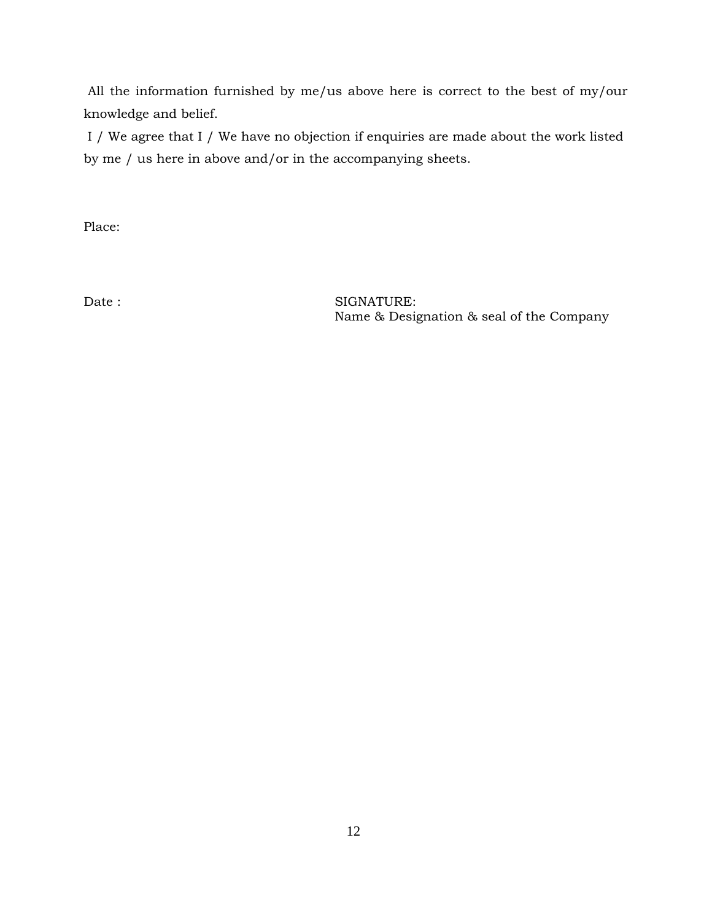All the information furnished by me/us above here is correct to the best of my/our knowledge and belief.

I / We agree that I / We have no objection if enquiries are made about the work listed by me / us here in above and/or in the accompanying sheets.

Place:

Date :

SIGNATURE:
Name & Designation & seal of the Company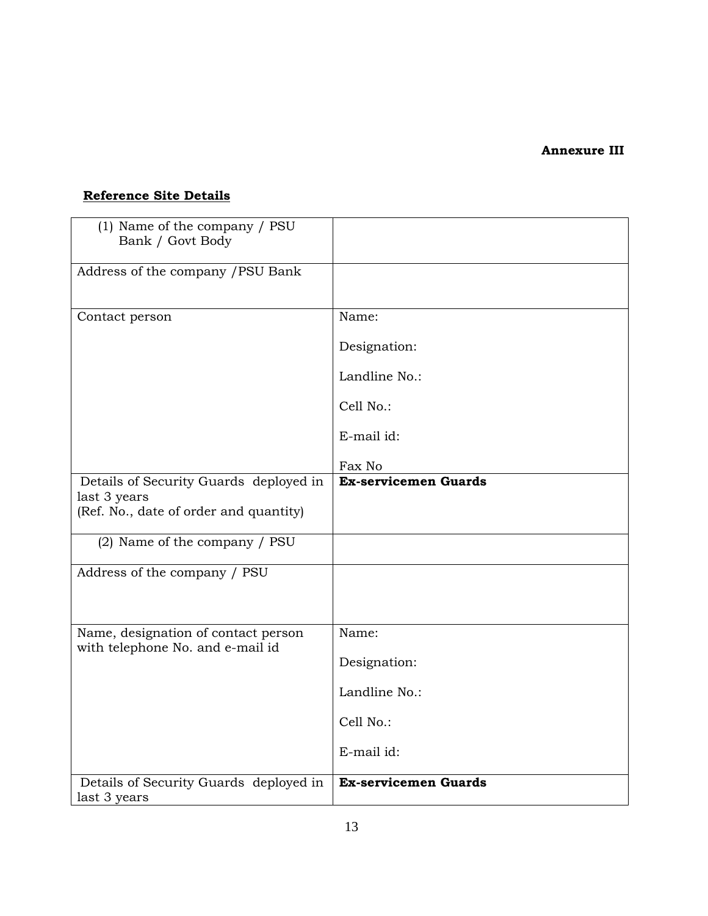**Annexure III**

**Reference Site Details**

| | |
|---|---|
| (1) Name of the company / PSU Bank / Govt Body | |
| Address of the company /PSU Bank | |
| Contact person | Name:<br><br>Designation:<br><br>Landline No.:<br><br>Cell No.:<br><br>E-mail id:<br><br>Fax No |
| Details of Security Guards deployed in last 3 years<br>(Ref. No., date of order and quantity) | **Ex-servicemen Guards** |
| (2) Name of the company / PSU | |
| Address of the company / PSU | |
| Name, designation of contact person with telephone No. and e-mail id | Name:<br><br>Designation:<br><br>Landline No.:<br><br>Cell No.:<br><br>E-mail id: |
| Details of Security Guards deployed in last 3 years | **Ex-servicemen Guards** |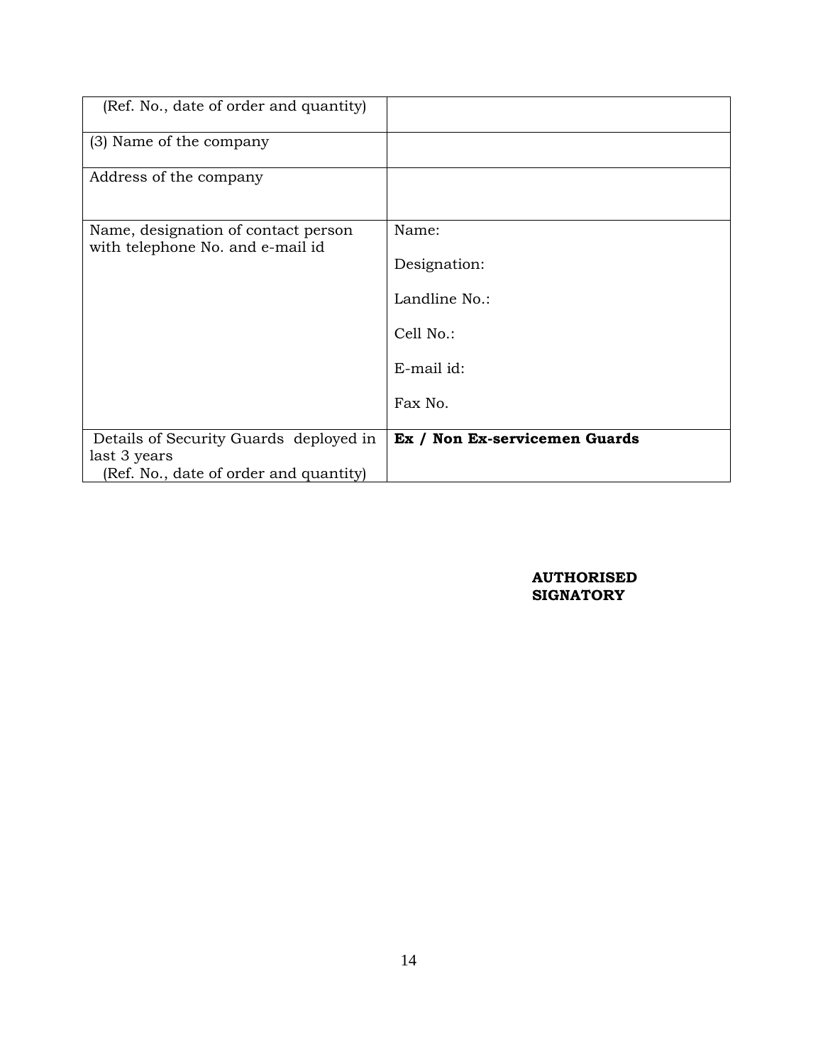| (Ref. No., date of order and quantity) | |
|---|---|
| (3) Name of the company | |
| Address of the company | |
| Name, designation of contact person with telephone No. and e-mail id | Name:<br><br>Designation:<br><br>Landline No.:<br><br>Cell No.:<br><br>E-mail id:<br><br>Fax No. |
| Details of Security Guards deployed in last 3 years (Ref. No., date of order and quantity) | **Ex / Non Ex-servicemen Guards** |

**AUTHORISED SIGNATORY**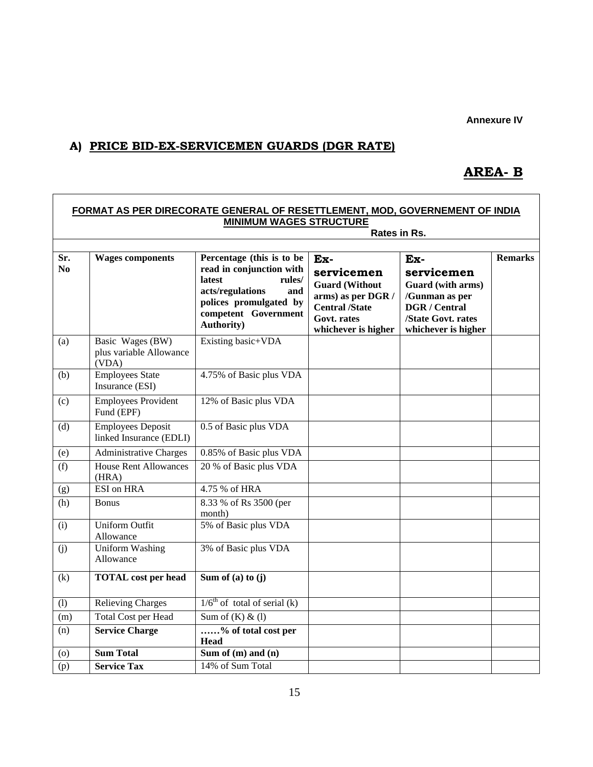**Annexure IV**

## A) PRICE BID-EX-SERVICEMEN GUARDS (DGR RATE)

## AREA- B

**FORMAT AS PER DIRECORATE GENERAL OF RESETTLEMENT, MOD, GOVERNEMENT OF INDIA**
**MINIMUM WAGES STRUCTURE**

**Rates in Rs.**

| Sr. No | Wages components | Percentage (this is to be read in conjunction with latest rules/ acts/regulations and polices promulgated by competent Government Authority) | Ex-servicemen Guard (Without arms) as per DGR / Central /State Govt. rates whichever is higher | Ex-servicemen Guard (with arms) /Gunman as per DGR / Central /State Govt. rates whichever is higher | Remarks |
|---|---|---|---|---|---|
| (a) | Basic Wages (BW) plus variable Allowance (VDA) | Existing basic+VDA | | | |
| (b) | Employees State Insurance (ESI) | 4.75% of Basic plus VDA | | | |
| (c) | Employees Provident Fund (EPF) | 12% of Basic plus VDA | | | |
| (d) | Employees Deposit linked Insurance (EDLI) | 0.5 of Basic plus VDA | | | |
| (e) | Administrative Charges | 0.85% of Basic plus VDA | | | |
| (f) | House Rent Allowances (HRA) | 20 % of Basic plus VDA | | | |
| (g) | ESI on HRA | 4.75 % of HRA | | | |
| (h) | Bonus | 8.33 % of Rs 3500 (per month) | | | |
| (i) | Uniform Outfit Allowance | 5% of Basic plus VDA | | | |
| (j) | Uniform Washing Allowance | 3% of Basic plus VDA | | | |
| (k) | **TOTAL cost per head** | **Sum of (a) to (j)** | | | |
| (l) | Relieving Charges | $1/6^{th}$ of total of serial (k) | | | |
| (m) | Total Cost per Head | Sum of (K) & (l) | | | |
| (n) | **Service Charge** | **……% of total cost per Head** | | | |
| (o) | **Sum Total** | **Sum of (m) and (n)** | | | |
| (p) | **Service Tax** | 14% of Sum Total | | | |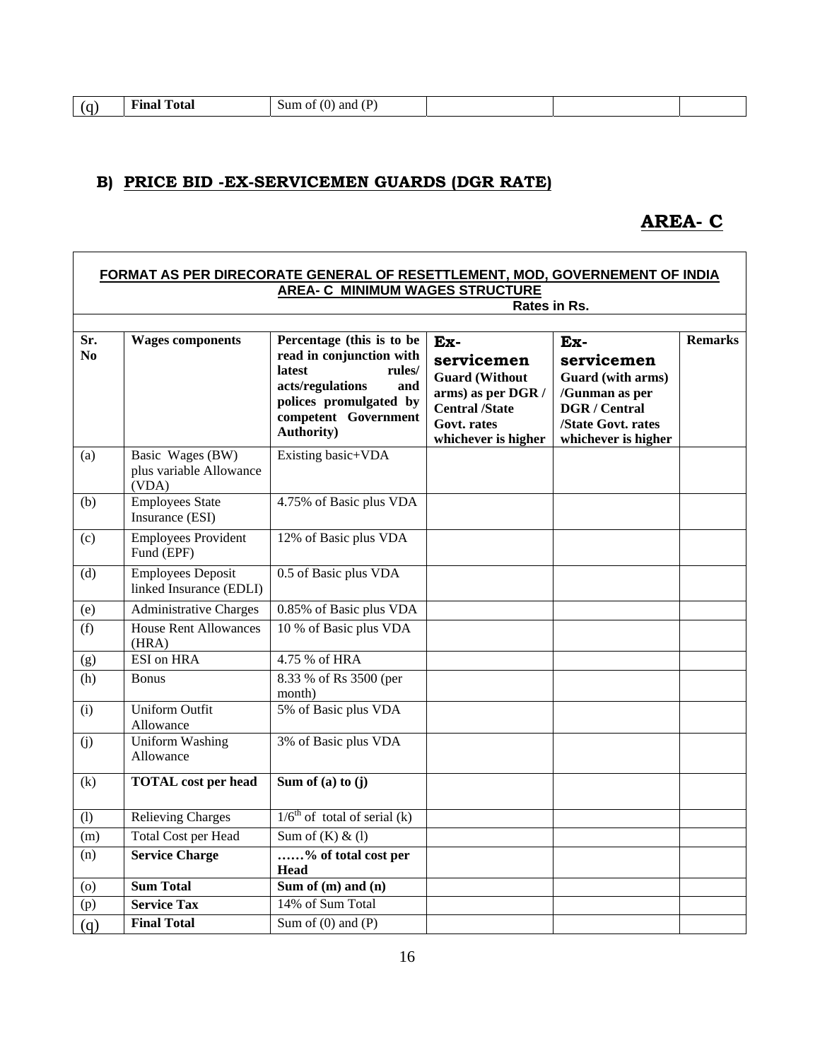| (q) | **Final Total** | Sum of (0) and (P) | | | |
|---|---|---|---|---|---|

## B) PRICE BID -EX-SERVICEMEN GUARDS (DGR RATE)

## AREA- C

**FORMAT AS PER DIRECORATE GENERAL OF RESETTLEMENT, MOD, GOVERNEMENT OF INDIA**
**AREA- C MINIMUM WAGES STRUCTURE**
**Rates in Rs.**

| Sr. No | Wages components | Percentage (this is to be read in conjunction with latest rules/ acts/regulations and polices promulgated by competent Government Authority) | Ex-servicemen Guard (Without arms) as per DGR / Central /State Govt. rates whichever is higher | Ex-servicemen Guard (with arms) /Gunman as per DGR / Central /State Govt. rates whichever is higher | Remarks |
|---|---|---|---|---|---|
| (a) | Basic Wages (BW) plus variable Allowance (VDA) | Existing basic+VDA | | | |
| (b) | Employees State Insurance (ESI) | 4.75% of Basic plus VDA | | | |
| (c) | Employees Provident Fund (EPF) | 12% of Basic plus VDA | | | |
| (d) | Employees Deposit linked Insurance (EDLI) | 0.5 of Basic plus VDA | | | |
| (e) | Administrative Charges | 0.85% of Basic plus VDA | | | |
| (f) | House Rent Allowances (HRA) | 10 % of Basic plus VDA | | | |
| (g) | ESI on HRA | 4.75 % of HRA | | | |
| (h) | Bonus | 8.33 % of Rs 3500 (per month) | | | |
| (i) | Uniform Outfit Allowance | 5% of Basic plus VDA | | | |
| (j) | Uniform Washing Allowance | 3% of Basic plus VDA | | | |
| (k) | **TOTAL cost per head** | **Sum of (a) to (j)** | | | |
| (l) | Relieving Charges | 1/6th of total of serial (k) | | | |
| (m) | Total Cost per Head | Sum of (K) & (l) | | | |
| (n) | **Service Charge** | **……% of total cost per Head** | | | |
| (o) | **Sum Total** | **Sum of (m) and (n)** | | | |
| (p) | **Service Tax** | 14% of Sum Total | | | |
| (q) | **Final Total** | Sum of (0) and (P) | | | |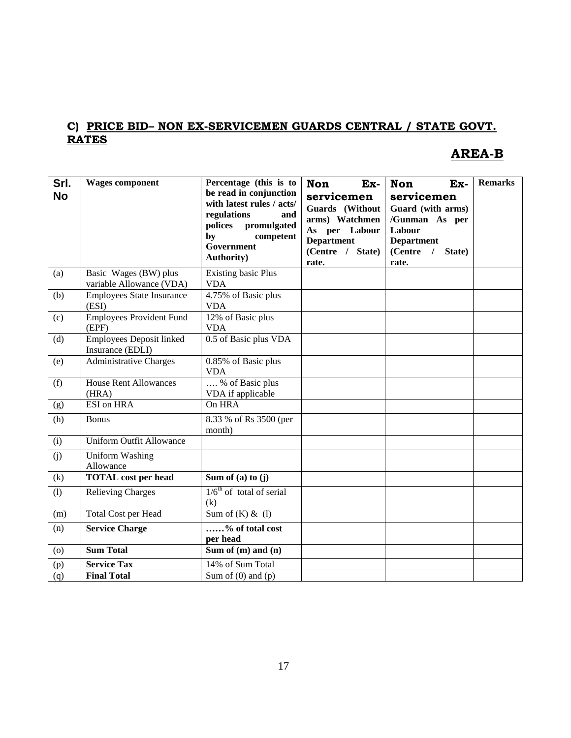## C) PRICE BID– NON EX-SERVICEMEN GUARDS CENTRAL / STATE GOVT. RATES

## AREA-B

| Srl. No | Wages component | Percentage (this is to be read in conjunction with latest rules / acts/ regulations and polices promulgated by competent Government Authority) | Non Ex-servicemen Guards (Without arms) Watchmen As per Labour Department (Centre / State) rate. | Non Ex-servicemen Guard (with arms) /Gunman As per Labour Department (Centre / State) rate. | Remarks |
|---|---|---|---|---|---|
| (a) | Basic Wages (BW) plus variable Allowance (VDA) | Existing basic Plus VDA | | | |
| (b) | Employees State Insurance (ESI) | 4.75% of Basic plus VDA | | | |
| (c) | Employees Provident Fund (EPF) | 12% of Basic plus VDA | | | |
| (d) | Employees Deposit linked Insurance (EDLI) | 0.5 of Basic plus VDA | | | |
| (e) | Administrative Charges | 0.85% of Basic plus VDA | | | |
| (f) | House Rent Allowances (HRA) | …. % of Basic plus VDA if applicable | | | |
| (g) | ESI on HRA | On HRA | | | |
| (h) | Bonus | 8.33 % of Rs 3500 (per month) | | | |
| (i) | Uniform Outfit Allowance | | | | |
| (j) | Uniform Washing Allowance | | | | |
| (k) | **TOTAL cost per head** | **Sum of (a) to (j)** | | | |
| (l) | Relieving Charges | $1/6^{th}$ of total of serial (k) | | | |
| (m) | Total Cost per Head | Sum of (K) & (l) | | | |
| (n) | **Service Charge** | **……% of total cost per head** | | | |
| (o) | **Sum Total** | **Sum of (m) and (n)** | | | |
| (p) | **Service Tax** | 14% of Sum Total | | | |
| (q) | **Final Total** | Sum of (0) and (p) | | | |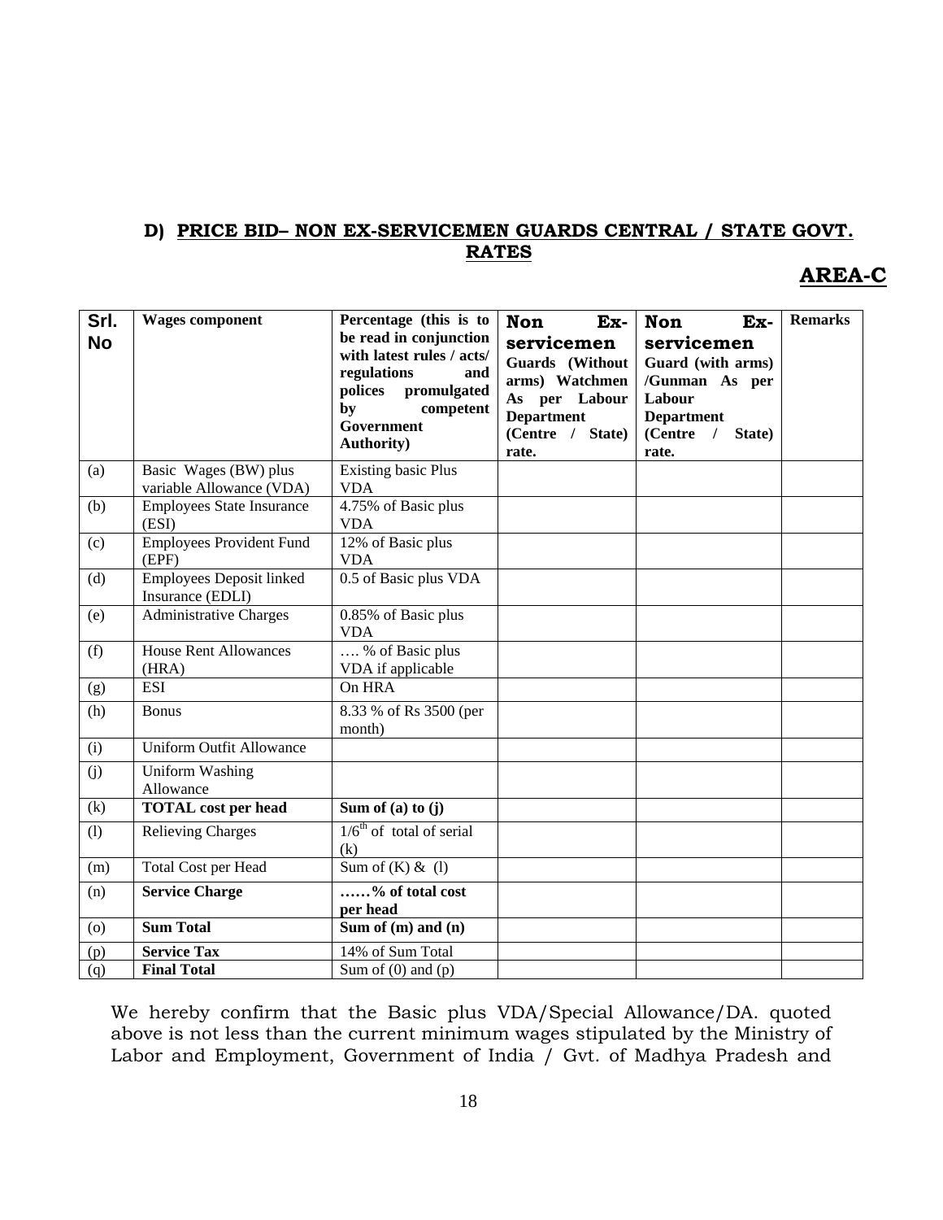### D) PRICE BID– NON EX-SERVICEMEN GUARDS CENTRAL / STATE GOVT. RATES

**AREA-C**

| Srl. No | Wages component | Percentage (this is to be read in conjunction with latest rules / acts/ regulations and polices promulgated by competent Government Authority) | Non Ex-servicemen Guards (Without arms) Watchmen As per Labour Department (Centre / State) rate. | Non Ex-servicemen Guard (with arms) /Gunman As per Labour Department (Centre / State) rate. | Remarks |
|---|---|---|---|---|---|
| (a) | Basic Wages (BW) plus variable Allowance (VDA) | Existing basic Plus VDA | | | |
| (b) | Employees State Insurance (ESI) | 4.75% of Basic plus VDA | | | |
| (c) | Employees Provident Fund (EPF) | 12% of Basic plus VDA | | | |
| (d) | Employees Deposit linked Insurance (EDLI) | 0.5 of Basic plus VDA | | | |
| (e) | Administrative Charges | 0.85% of Basic plus VDA | | | |
| (f) | House Rent Allowances (HRA) | …. % of Basic plus VDA if applicable | | | |
| (g) | ESI | On HRA | | | |
| (h) | Bonus | 8.33 % of Rs 3500 (per month) | | | |
| (i) | Uniform Outfit Allowance | | | | |
| (j) | Uniform Washing Allowance | | | | |
| (k) | **TOTAL cost per head** | **Sum of (a) to (j)** | | | |
| (l) | Relieving Charges | 1/6th of total of serial (k) | | | |
| (m) | Total Cost per Head | Sum of (K) & (l) | | | |
| (n) | **Service Charge** | **……% of total cost per head** | | | |
| (o) | **Sum Total** | **Sum of (m) and (n)** | | | |
| (p) | **Service Tax** | 14% of Sum Total | | | |
| (q) | **Final Total** | Sum of (0) and (p) | | | |

We hereby confirm that the Basic plus VDA/Special Allowance/DA. quoted above is not less than the current minimum wages stipulated by the Ministry of Labor and Employment, Government of India / Gvt. of Madhya Pradesh and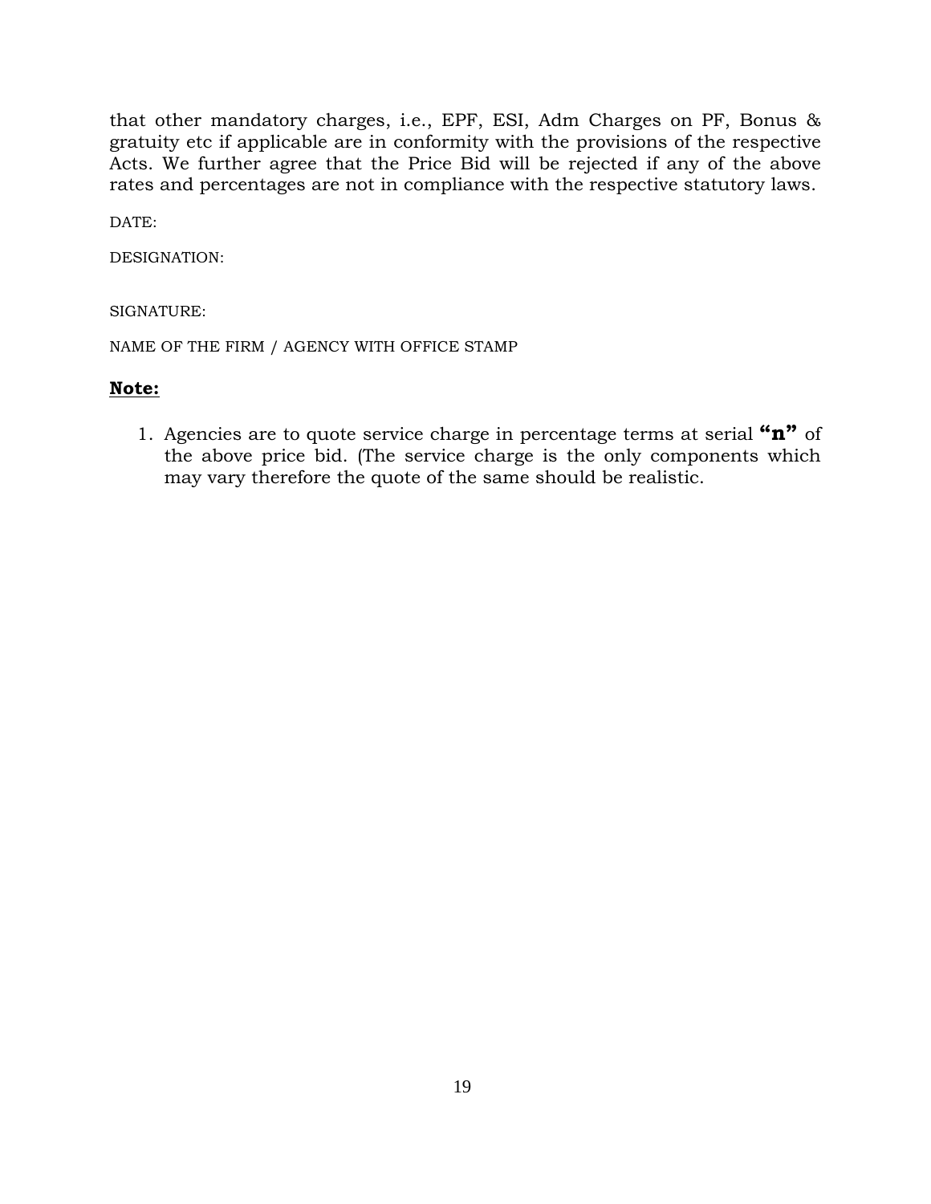that other mandatory charges, i.e., EPF, ESI, Adm Charges on PF, Bonus & gratuity etc if applicable are in conformity with the provisions of the respective Acts. We further agree that the Price Bid will be rejected if any of the above rates and percentages are not in compliance with the respective statutory laws.

DATE:

DESIGNATION:

SIGNATURE:

NAME OF THE FIRM / AGENCY WITH OFFICE STAMP

**Note:**

1. Agencies are to quote service charge in percentage terms at serial **"n"** of the above price bid. (The service charge is the only components which may vary therefore the quote of the same should be realistic.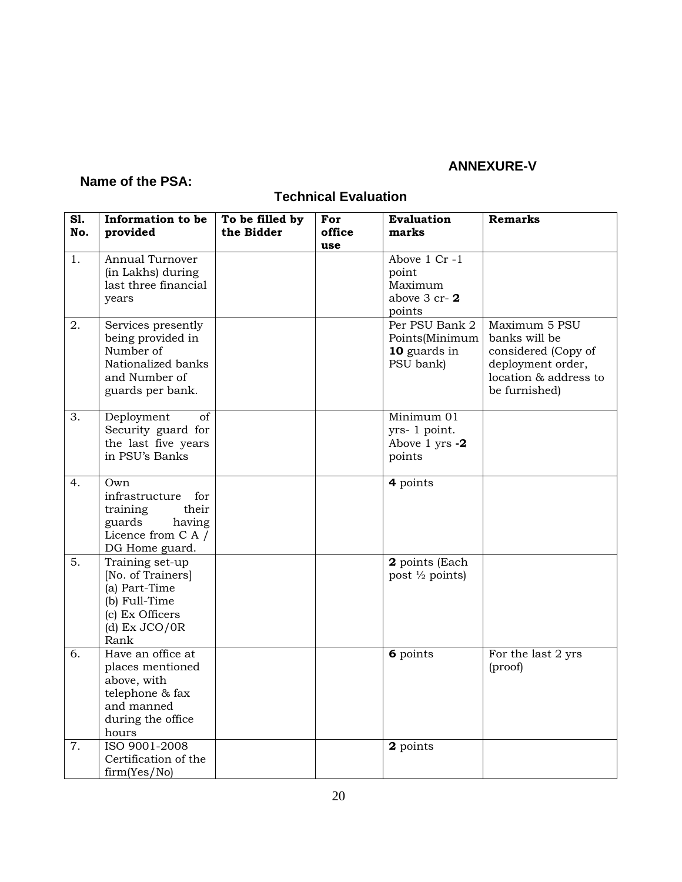**ANNEXURE-V**

**Name of the PSA:**

## Technical Evaluation

| Sl. No. | Information to be provided | To be filled by the Bidder | For office use | Evaluation marks | Remarks |
|---|---|---|---|---|---|
| 1. | Annual Turnover (in Lakhs) during last three financial years | | | Above 1 Cr -1 point Maximum above 3 cr- **2** points | |
| 2. | Services presently being provided in Number of Nationalized banks and Number of guards per bank. | | | Per PSU Bank 2 Points(Minimum **10** guards in PSU bank) | Maximum 5 PSU banks will be considered (Copy of deployment order, location & address to be furnished) |
| 3. | Deployment of Security guard for the last five years in PSU's Banks | | | Minimum 01 yrs- 1 point. Above 1 yrs **-2** points | |
| 4. | Own infrastructure for training their guards having Licence from C A / DG Home guard. | | | **4** points | |
| 5. | Training set-up [No. of Trainers] (a) Part-Time (b) Full-Time (c) Ex Officers (d) Ex JCO/0R Rank | | | **2** points (Each post ½ points) | |
| 6. | Have an office at places mentioned above, with telephone & fax and manned during the office hours | | | **6** points | For the last 2 yrs (proof) |
| 7. | ISO 9001-2008 Certification of the firm(Yes/No) | | | **2** points | |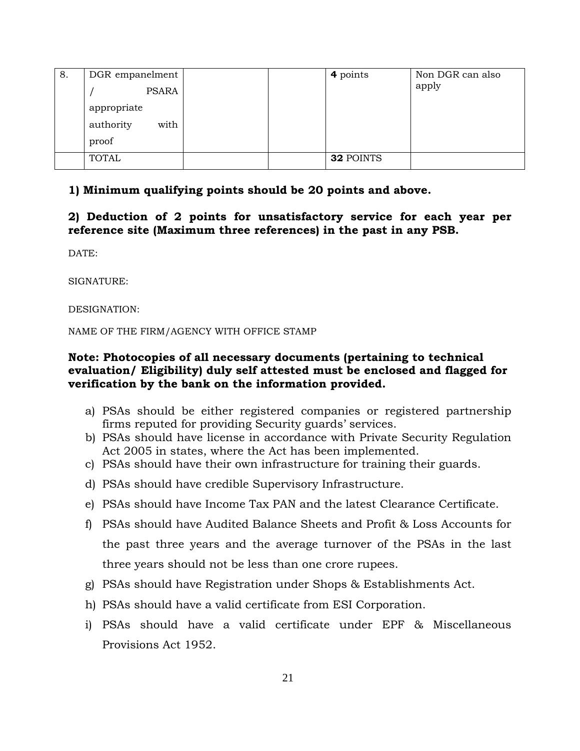| 8. | DGR empanelment / PSARA appropriate authority with proof | | | **4** points | Non DGR can also apply |
|---|---|---|---|---|---|
| | TOTAL | | | **32** POINTS | |

**1) Minimum qualifying points should be 20 points and above.**

**2) Deduction of 2 points for unsatisfactory service for each year per reference site (Maximum three references) in the past in any PSB.**

DATE:

SIGNATURE:

DESIGNATION:

NAME OF THE FIRM/AGENCY WITH OFFICE STAMP

**Note: Photocopies of all necessary documents (pertaining to technical evaluation/ Eligibility) duly self attested must be enclosed and flagged for verification by the bank on the information provided.**

a) PSAs should be either registered companies or registered partnership firms reputed for providing Security guards' services.
b) PSAs should have license in accordance with Private Security Regulation Act 2005 in states, where the Act has been implemented.
c) PSAs should have their own infrastructure for training their guards.
d) PSAs should have credible Supervisory Infrastructure.
e) PSAs should have Income Tax PAN and the latest Clearance Certificate.
f) PSAs should have Audited Balance Sheets and Profit & Loss Accounts for the past three years and the average turnover of the PSAs in the last three years should not be less than one crore rupees.
g) PSAs should have Registration under Shops & Establishments Act.
h) PSAs should have a valid certificate from ESI Corporation.
i) PSAs should have a valid certificate under EPF & Miscellaneous Provisions Act 1952.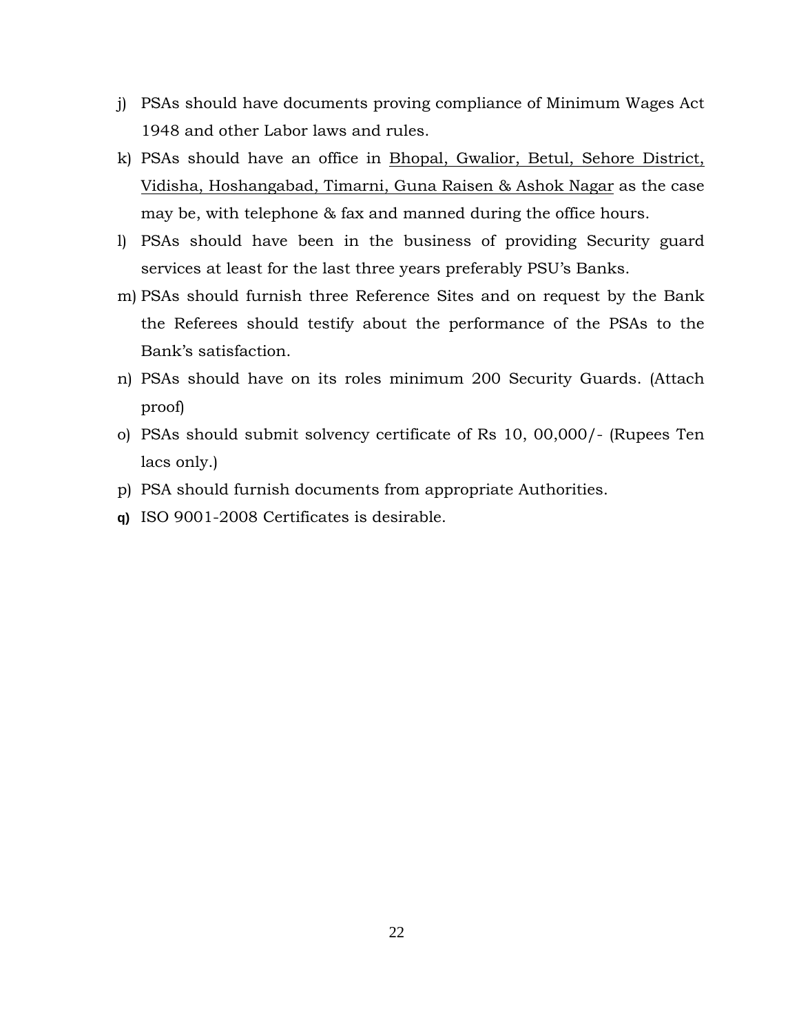j) PSAs should have documents proving compliance of Minimum Wages Act 1948 and other Labor laws and rules.

k) PSAs should have an office in Bhopal, Gwalior, Betul, Sehore District, Vidisha, Hoshangabad, Timarni, Guna Raisen & Ashok Nagar as the case may be, with telephone & fax and manned during the office hours.

l) PSAs should have been in the business of providing Security guard services at least for the last three years preferably PSU's Banks.

m) PSAs should furnish three Reference Sites and on request by the Bank the Referees should testify about the performance of the PSAs to the Bank's satisfaction.

n) PSAs should have on its roles minimum 200 Security Guards. (Attach proof)

o) PSAs should submit solvency certificate of Rs 10, 00,000/- (Rupees Ten lacs only.)

p) PSA should furnish documents from appropriate Authorities.

q) ISO 9001-2008 Certificates is desirable.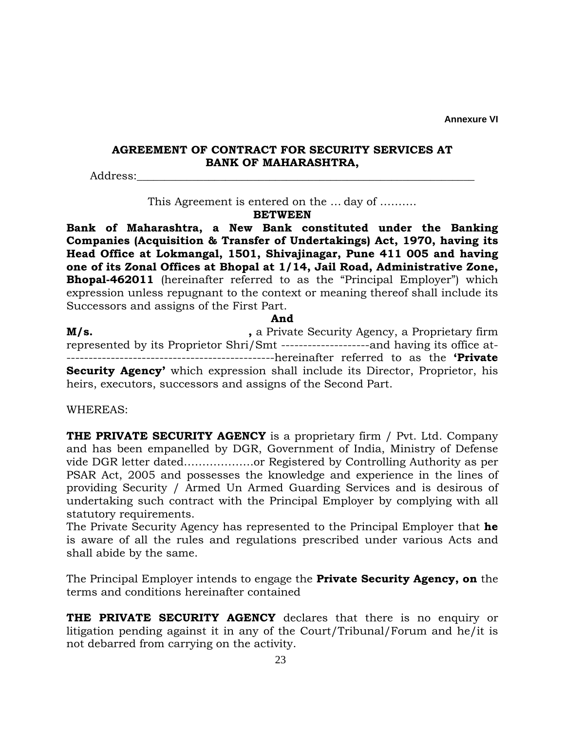Annexure VI

## AGREEMENT OF CONTRACT FOR SECURITY SERVICES AT BANK OF MAHARASHTRA,

Address:_______________________________________________________________

This Agreement is entered on the … day of ……….

**BETWEEN**

**Bank of Maharashtra, a New Bank constituted under the Banking Companies (Acquisition & Transfer of Undertakings) Act, 1970, having its Head Office at Lokmangal, 1501, Shivajinagar, Pune 411 005 and having one of its Zonal Offices at Bhopal at 1/14, Jail Road, Administrative Zone, Bhopal-462011** (hereinafter referred to as the "Principal Employer") which expression unless repugnant to the context or meaning thereof shall include its Successors and assigns of the First Part.

**And**

**M/s. ,** a Private Security Agency, a Proprietary firm represented by its Proprietor Shri/Smt --------------------and having its office at-------------------------------------------------hereinafter referred to as the **'Private Security Agency'** which expression shall include its Director, Proprietor, his heirs, executors, successors and assigns of the Second Part.

WHEREAS:

**THE PRIVATE SECURITY AGENCY** is a proprietary firm / Pvt. Ltd. Company and has been empanelled by DGR, Government of India, Ministry of Defense vide DGR letter dated……………….or Registered by Controlling Authority as per PSAR Act, 2005 and possesses the knowledge and experience in the lines of providing Security / Armed Un Armed Guarding Services and is desirous of undertaking such contract with the Principal Employer by complying with all statutory requirements.

The Private Security Agency has represented to the Principal Employer that **he** is aware of all the rules and regulations prescribed under various Acts and shall abide by the same.

The Principal Employer intends to engage the **Private Security Agency, on** the terms and conditions hereinafter contained

**THE PRIVATE SECURITY AGENCY** declares that there is no enquiry or litigation pending against it in any of the Court/Tribunal/Forum and he/it is not debarred from carrying on the activity.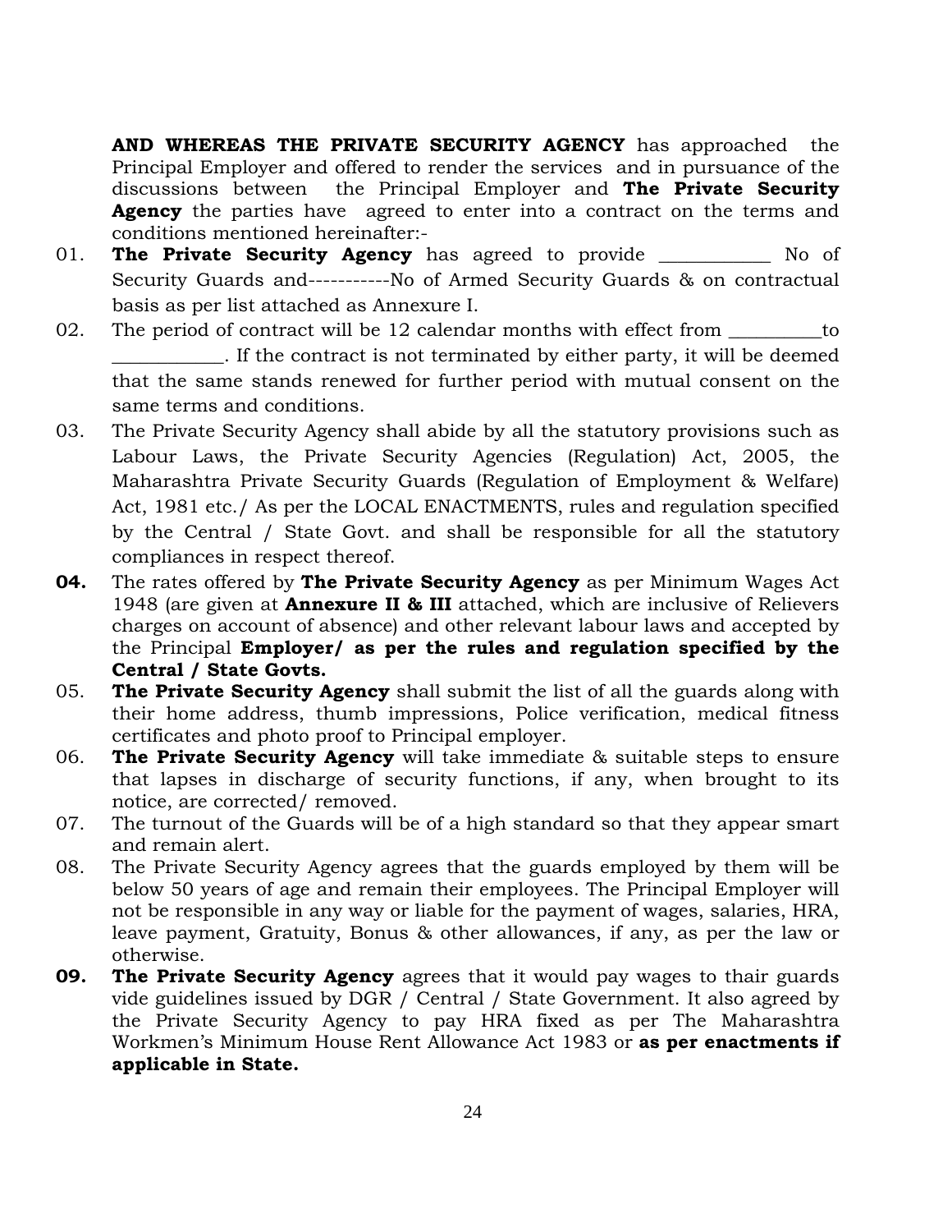**AND WHEREAS THE PRIVATE SECURITY AGENCY** has approached the Principal Employer and offered to render the services and in pursuance of the discussions between the Principal Employer and **The Private Security Agency** the parties have agreed to enter into a contract on the terms and conditions mentioned hereinafter:-

01. **The Private Security Agency** has agreed to provide ___________ No of Security Guards and-----------No of Armed Security Guards & on contractual basis as per list attached as Annexure I.

02. The period of contract will be 12 calendar months with effect from _________to ___________. If the contract is not terminated by either party, it will be deemed that the same stands renewed for further period with mutual consent on the same terms and conditions.

03. The Private Security Agency shall abide by all the statutory provisions such as Labour Laws, the Private Security Agencies (Regulation) Act, 2005, the Maharashtra Private Security Guards (Regulation of Employment & Welfare) Act, 1981 etc./ As per the LOCAL ENACTMENTS, rules and regulation specified by the Central / State Govt. and shall be responsible for all the statutory compliances in respect thereof.

**04.** The rates offered by **The Private Security Agency** as per Minimum Wages Act 1948 (are given at **Annexure II & III** attached, which are inclusive of Relievers charges on account of absence) and other relevant labour laws and accepted by the Principal **Employer/ as per the rules and regulation specified by the Central / State Govts.**

05. **The Private Security Agency** shall submit the list of all the guards along with their home address, thumb impressions, Police verification, medical fitness certificates and photo proof to Principal employer.

06. **The Private Security Agency** will take immediate & suitable steps to ensure that lapses in discharge of security functions, if any, when brought to its notice, are corrected/ removed.

07. The turnout of the Guards will be of a high standard so that they appear smart and remain alert.

08. The Private Security Agency agrees that the guards employed by them will be below 50 years of age and remain their employees. The Principal Employer will not be responsible in any way or liable for the payment of wages, salaries, HRA, leave payment, Gratuity, Bonus & other allowances, if any, as per the law or otherwise.

**09.** **The Private Security Agency** agrees that it would pay wages to thair guards vide guidelines issued by DGR / Central / State Government. It also agreed by the Private Security Agency to pay HRA fixed as per The Maharashtra Workmen's Minimum House Rent Allowance Act 1983 or **as per enactments if applicable in State.**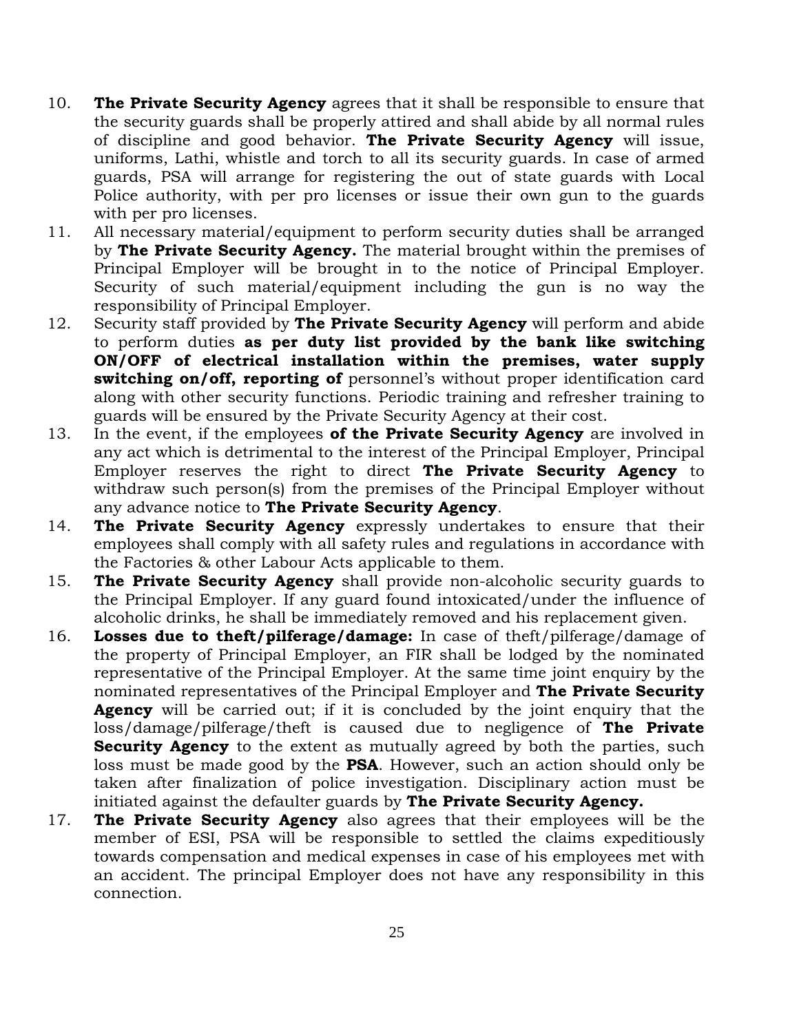10. **The Private Security Agency** agrees that it shall be responsible to ensure that the security guards shall be properly attired and shall abide by all normal rules of discipline and good behavior. **The Private Security Agency** will issue, uniforms, Lathi, whistle and torch to all its security guards. In case of armed guards, PSA will arrange for registering the out of state guards with Local Police authority, with per pro licenses or issue their own gun to the guards with per pro licenses.
11. All necessary material/equipment to perform security duties shall be arranged by **The Private Security Agency.** The material brought within the premises of Principal Employer will be brought in to the notice of Principal Employer. Security of such material/equipment including the gun is no way the responsibility of Principal Employer.
12. Security staff provided by **The Private Security Agency** will perform and abide to perform duties **as per duty list provided by the bank like switching ON/OFF of electrical installation within the premises, water supply switching on/off, reporting of** personnel's without proper identification card along with other security functions. Periodic training and refresher training to guards will be ensured by the Private Security Agency at their cost.
13. In the event, if the employees **of the Private Security Agency** are involved in any act which is detrimental to the interest of the Principal Employer, Principal Employer reserves the right to direct **The Private Security Agency** to withdraw such person(s) from the premises of the Principal Employer without any advance notice to **The Private Security Agency**.
14. **The Private Security Agency** expressly undertakes to ensure that their employees shall comply with all safety rules and regulations in accordance with the Factories & other Labour Acts applicable to them.
15. **The Private Security Agency** shall provide non-alcoholic security guards to the Principal Employer. If any guard found intoxicated/under the influence of alcoholic drinks, he shall be immediately removed and his replacement given.
16. **Losses due to theft/pilferage/damage:** In case of theft/pilferage/damage of the property of Principal Employer, an FIR shall be lodged by the nominated representative of the Principal Employer. At the same time joint enquiry by the nominated representatives of the Principal Employer and **The Private Security Agency** will be carried out; if it is concluded by the joint enquiry that the loss/damage/pilferage/theft is caused due to negligence of **The Private Security Agency** to the extent as mutually agreed by both the parties, such loss must be made good by the **PSA**. However, such an action should only be taken after finalization of police investigation. Disciplinary action must be initiated against the defaulter guards by **The Private Security Agency.**
17. **The Private Security Agency** also agrees that their employees will be the member of ESI, PSA will be responsible to settled the claims expeditiously towards compensation and medical expenses in case of his employees met with an accident. The principal Employer does not have any responsibility in this connection.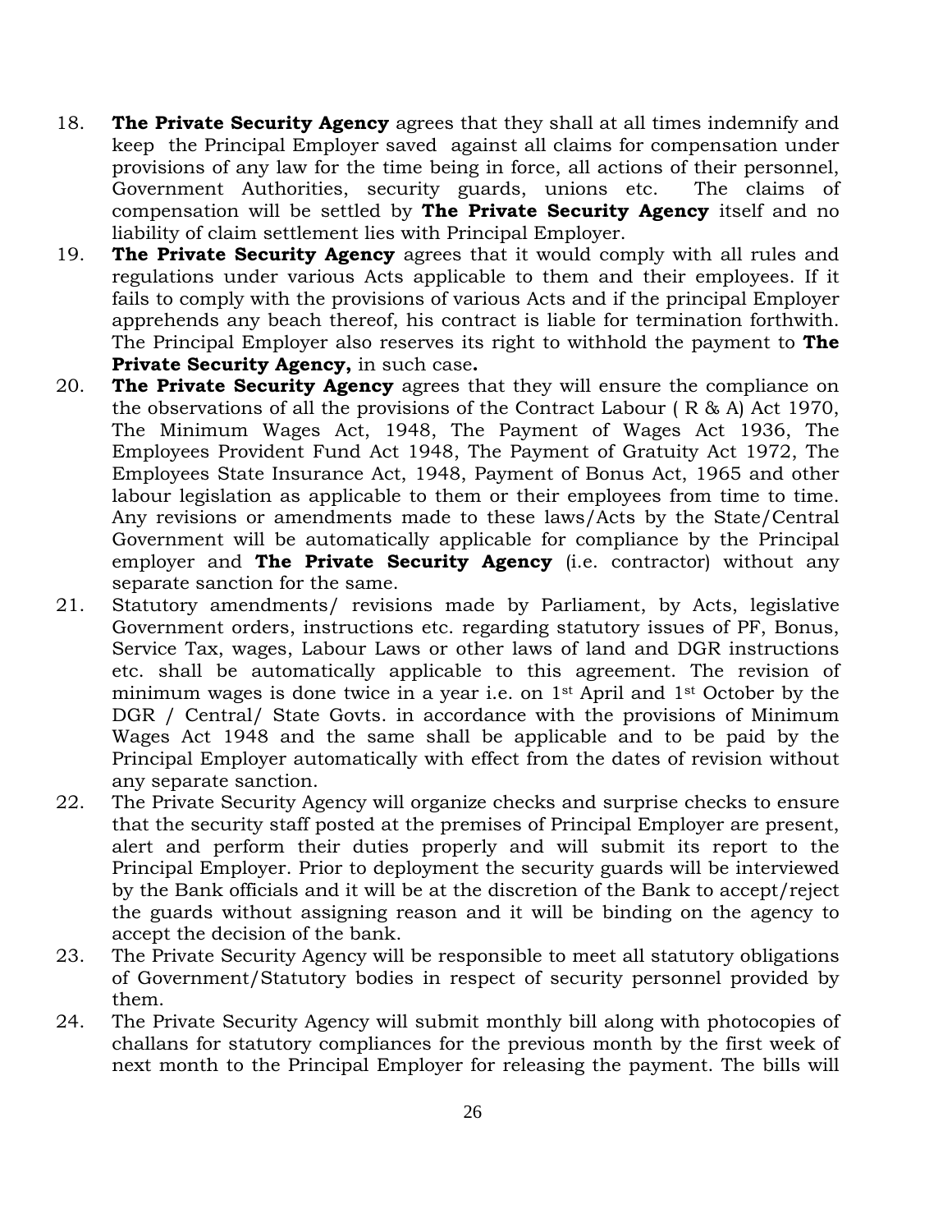18. **The Private Security Agency** agrees that they shall at all times indemnify and keep the Principal Employer saved against all claims for compensation under provisions of any law for the time being in force, all actions of their personnel, Government Authorities, security guards, unions etc. The claims of compensation will be settled by **The Private Security Agency** itself and no liability of claim settlement lies with Principal Employer.
19. **The Private Security Agency** agrees that it would comply with all rules and regulations under various Acts applicable to them and their employees. If it fails to comply with the provisions of various Acts and if the principal Employer apprehends any beach thereof, his contract is liable for termination forthwith. The Principal Employer also reserves its right to withhold the payment to **The Private Security Agency,** in such case**.**
20. **The Private Security Agency** agrees that they will ensure the compliance on the observations of all the provisions of the Contract Labour ( R & A) Act 1970, The Minimum Wages Act, 1948, The Payment of Wages Act 1936, The Employees Provident Fund Act 1948, The Payment of Gratuity Act 1972, The Employees State Insurance Act, 1948, Payment of Bonus Act, 1965 and other labour legislation as applicable to them or their employees from time to time. Any revisions or amendments made to these laws/Acts by the State/Central Government will be automatically applicable for compliance by the Principal employer and **The Private Security Agency** (i.e. contractor) without any separate sanction for the same.
21. Statutory amendments/ revisions made by Parliament, by Acts, legislative Government orders, instructions etc. regarding statutory issues of PF, Bonus, Service Tax, wages, Labour Laws or other laws of land and DGR instructions etc. shall be automatically applicable to this agreement. The revision of minimum wages is done twice in a year i.e. on 1st April and 1st October by the DGR / Central/ State Govts. in accordance with the provisions of Minimum Wages Act 1948 and the same shall be applicable and to be paid by the Principal Employer automatically with effect from the dates of revision without any separate sanction.
22. The Private Security Agency will organize checks and surprise checks to ensure that the security staff posted at the premises of Principal Employer are present, alert and perform their duties properly and will submit its report to the Principal Employer. Prior to deployment the security guards will be interviewed by the Bank officials and it will be at the discretion of the Bank to accept/reject the guards without assigning reason and it will be binding on the agency to accept the decision of the bank.
23. The Private Security Agency will be responsible to meet all statutory obligations of Government/Statutory bodies in respect of security personnel provided by them.
24. The Private Security Agency will submit monthly bill along with photocopies of challans for statutory compliances for the previous month by the first week of next month to the Principal Employer for releasing the payment. The bills will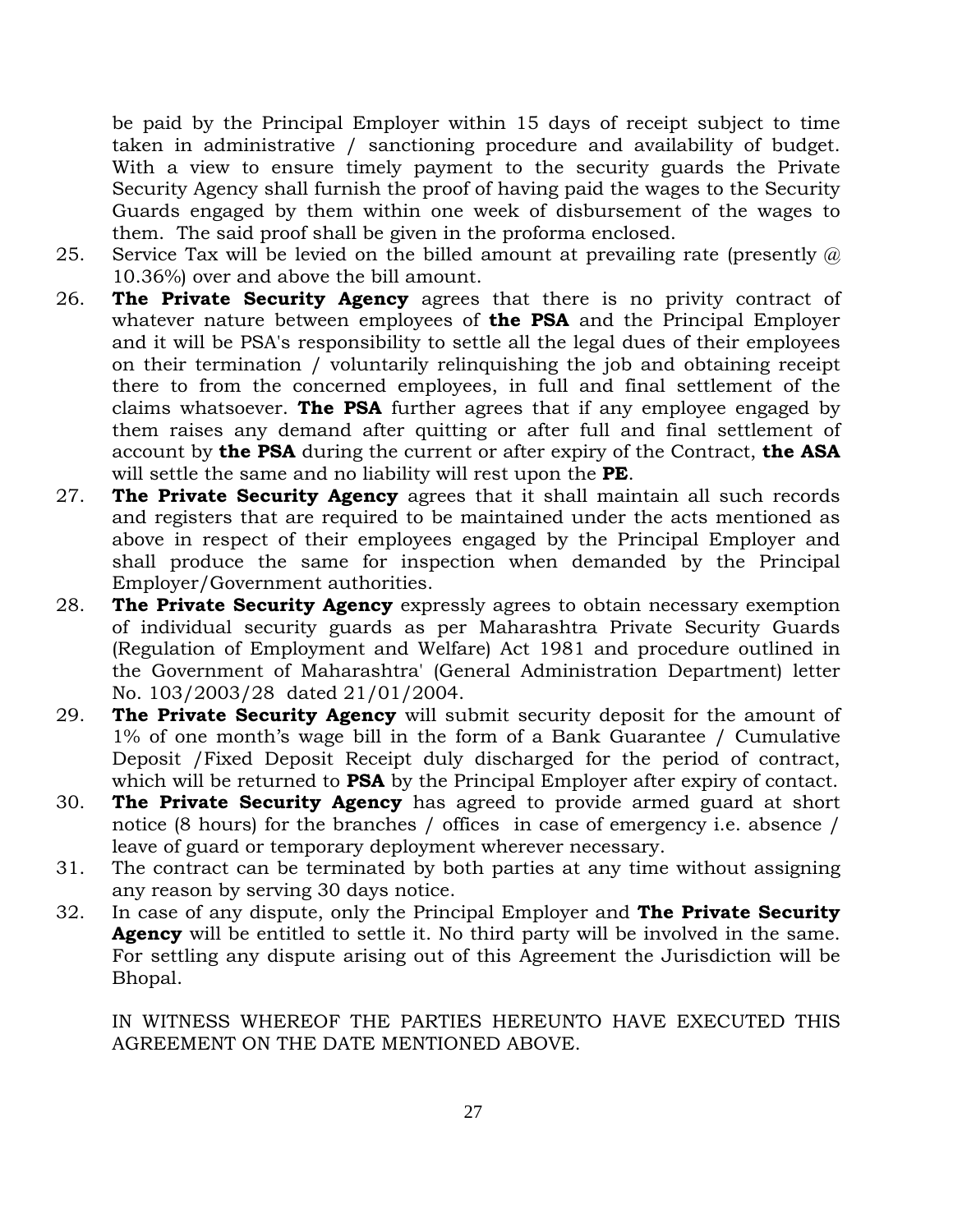be paid by the Principal Employer within 15 days of receipt subject to time taken in administrative / sanctioning procedure and availability of budget. With a view to ensure timely payment to the security guards the Private Security Agency shall furnish the proof of having paid the wages to the Security Guards engaged by them within one week of disbursement of the wages to them. The said proof shall be given in the proforma enclosed.

25. Service Tax will be levied on the billed amount at prevailing rate (presently @ 10.36%) over and above the bill amount.
26. **The Private Security Agency** agrees that there is no privity contract of whatever nature between employees of **the PSA** and the Principal Employer and it will be PSA's responsibility to settle all the legal dues of their employees on their termination / voluntarily relinquishing the job and obtaining receipt there to from the concerned employees, in full and final settlement of the claims whatsoever. **The PSA** further agrees that if any employee engaged by them raises any demand after quitting or after full and final settlement of account by **the PSA** during the current or after expiry of the Contract, **the ASA** will settle the same and no liability will rest upon the **PE**.
27. **The Private Security Agency** agrees that it shall maintain all such records and registers that are required to be maintained under the acts mentioned as above in respect of their employees engaged by the Principal Employer and shall produce the same for inspection when demanded by the Principal Employer/Government authorities.
28. **The Private Security Agency** expressly agrees to obtain necessary exemption of individual security guards as per Maharashtra Private Security Guards (Regulation of Employment and Welfare) Act 1981 and procedure outlined in the Government of Maharashtra' (General Administration Department) letter No. 103/2003/28 dated 21/01/2004.
29. **The Private Security Agency** will submit security deposit for the amount of 1% of one month's wage bill in the form of a Bank Guarantee / Cumulative Deposit /Fixed Deposit Receipt duly discharged for the period of contract, which will be returned to **PSA** by the Principal Employer after expiry of contact.
30. **The Private Security Agency** has agreed to provide armed guard at short notice (8 hours) for the branches / offices in case of emergency i.e. absence / leave of guard or temporary deployment wherever necessary.
31. The contract can be terminated by both parties at any time without assigning any reason by serving 30 days notice.
32. In case of any dispute, only the Principal Employer and **The Private Security Agency** will be entitled to settle it. No third party will be involved in the same. For settling any dispute arising out of this Agreement the Jurisdiction will be Bhopal.

IN WITNESS WHEREOF THE PARTIES HEREUNTO HAVE EXECUTED THIS AGREEMENT ON THE DATE MENTIONED ABOVE.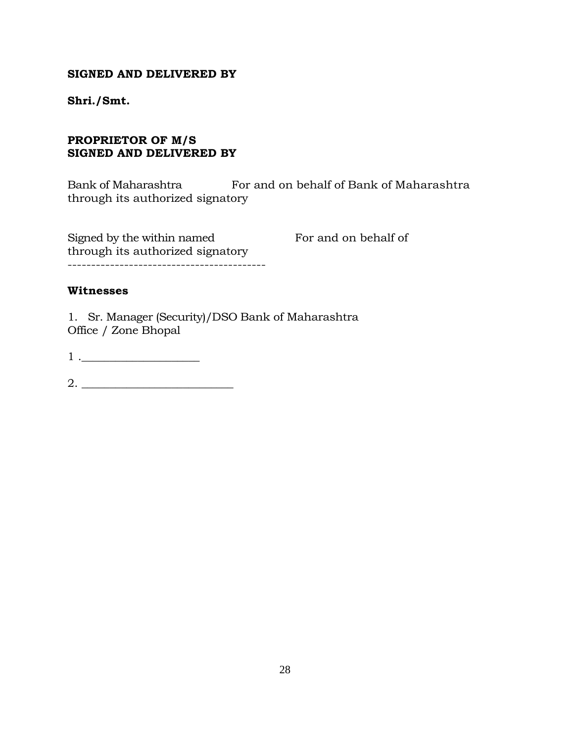**SIGNED AND DELIVERED BY**

**Shri./Smt.**

**PROPRIETOR OF M/S**
**SIGNED AND DELIVERED BY**

Bank of Maharashtra For and on behalf of Bank of Maharashtra
through its authorized signatory

Signed by the within named For and on behalf of
through its authorized signatory
-------------------------------------------

**Witnesses**

1. Sr. Manager (Security)/DSO Bank of Maharashtra
Office / Zone Bhopal

1 .____________________

2. __________________________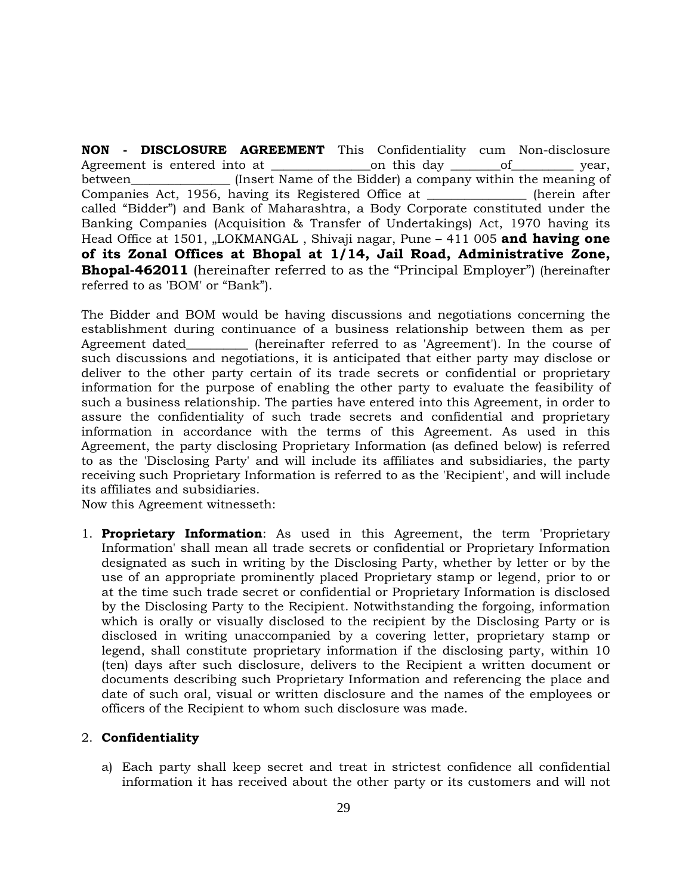**NON - DISCLOSURE AGREEMENT** This Confidentiality cum Non-disclosure Agreement is entered into at _______________on this day ________of_________ year, between_______________ (Insert Name of the Bidder) a company within the meaning of Companies Act, 1956, having its Registered Office at _______________ (herein after called "Bidder") and Bank of Maharashtra, a Body Corporate constituted under the Banking Companies (Acquisition & Transfer of Undertakings) Act, 1970 having its Head Office at 1501, „LOKMANGAL , Shivaji nagar, Pune – 411 005 **and having one of its Zonal Offices at Bhopal at 1/14, Jail Road, Administrative Zone, Bhopal-462011** (hereinafter referred to as the "Principal Employer") (hereinafter referred to as 'BOM' or "Bank").

The Bidder and BOM would be having discussions and negotiations concerning the establishment during continuance of a business relationship between them as per Agreement dated_________ (hereinafter referred to as 'Agreement'). In the course of such discussions and negotiations, it is anticipated that either party may disclose or deliver to the other party certain of its trade secrets or confidential or proprietary information for the purpose of enabling the other party to evaluate the feasibility of such a business relationship. The parties have entered into this Agreement, in order to assure the confidentiality of such trade secrets and confidential and proprietary information in accordance with the terms of this Agreement. As used in this Agreement, the party disclosing Proprietary Information (as defined below) is referred to as the 'Disclosing Party' and will include its affiliates and subsidiaries, the party receiving such Proprietary Information is referred to as the 'Recipient', and will include its affiliates and subsidiaries.
Now this Agreement witnesseth:

1. **Proprietary Information**: As used in this Agreement, the term 'Proprietary Information' shall mean all trade secrets or confidential or Proprietary Information designated as such in writing by the Disclosing Party, whether by letter or by the use of an appropriate prominently placed Proprietary stamp or legend, prior to or at the time such trade secret or confidential or Proprietary Information is disclosed by the Disclosing Party to the Recipient. Notwithstanding the forgoing, information which is orally or visually disclosed to the recipient by the Disclosing Party or is disclosed in writing unaccompanied by a covering letter, proprietary stamp or legend, shall constitute proprietary information if the disclosing party, within 10 (ten) days after such disclosure, delivers to the Recipient a written document or documents describing such Proprietary Information and referencing the place and date of such oral, visual or written disclosure and the names of the employees or officers of the Recipient to whom such disclosure was made.

2. **Confidentiality**

   a) Each party shall keep secret and treat in strictest confidence all confidential information it has received about the other party or its customers and will not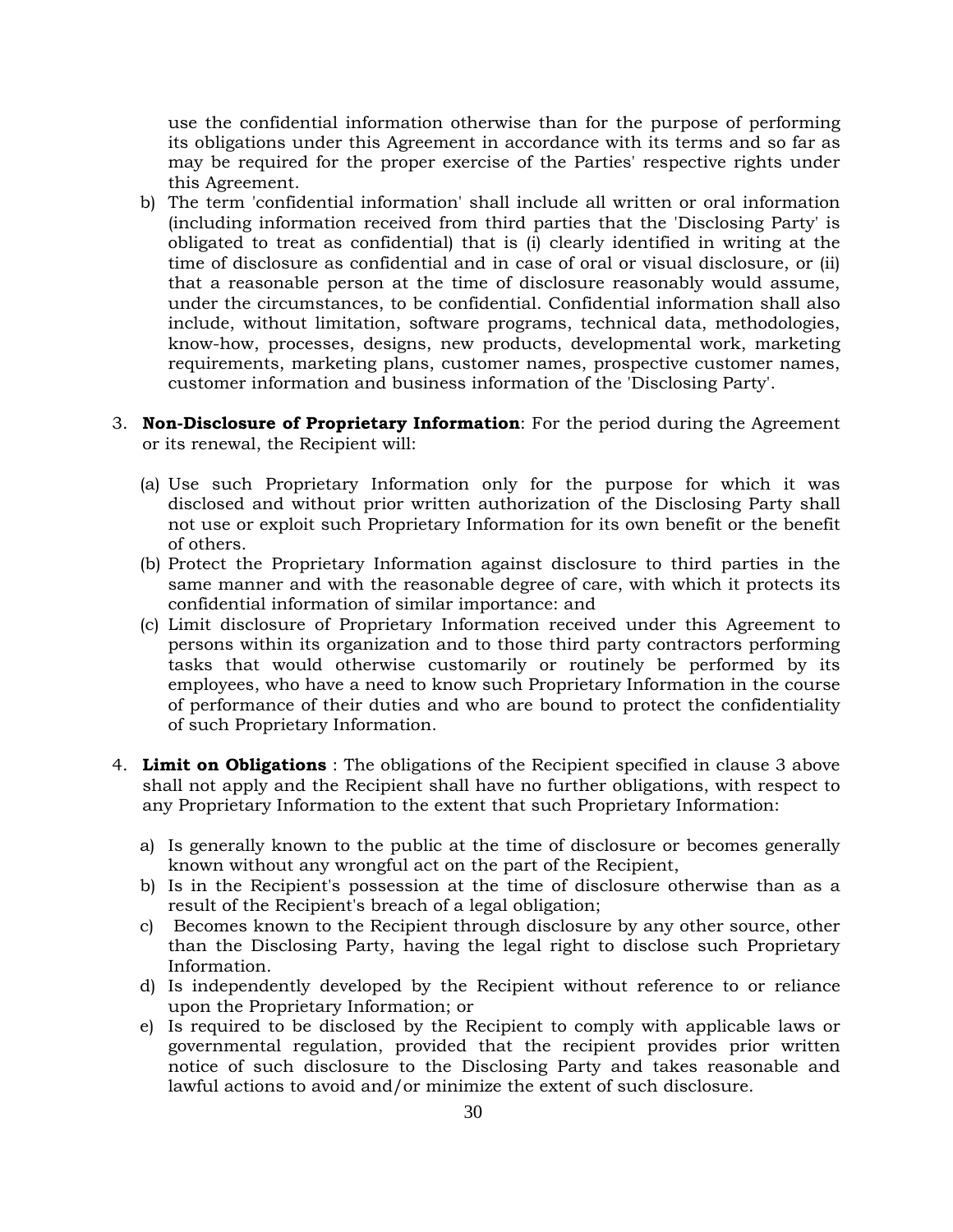use the confidential information otherwise than for the purpose of performing its obligations under this Agreement in accordance with its terms and so far as may be required for the proper exercise of the Parties' respective rights under this Agreement.

b) The term 'confidential information' shall include all written or oral information (including information received from third parties that the 'Disclosing Party' is obligated to treat as confidential) that is (i) clearly identified in writing at the time of disclosure as confidential and in case of oral or visual disclosure, or (ii) that a reasonable person at the time of disclosure reasonably would assume, under the circumstances, to be confidential. Confidential information shall also include, without limitation, software programs, technical data, methodologies, know-how, processes, designs, new products, developmental work, marketing requirements, marketing plans, customer names, prospective customer names, customer information and business information of the 'Disclosing Party'.

3. **Non-Disclosure of Proprietary Information**: For the period during the Agreement or its renewal, the Recipient will:

   (a) Use such Proprietary Information only for the purpose for which it was disclosed and without prior written authorization of the Disclosing Party shall not use or exploit such Proprietary Information for its own benefit or the benefit of others.

   (b) Protect the Proprietary Information against disclosure to third parties in the same manner and with the reasonable degree of care, with which it protects its confidential information of similar importance: and

   (c) Limit disclosure of Proprietary Information received under this Agreement to persons within its organization and to those third party contractors performing tasks that would otherwise customarily or routinely be performed by its employees, who have a need to know such Proprietary Information in the course of performance of their duties and who are bound to protect the confidentiality of such Proprietary Information.

4. **Limit on Obligations** : The obligations of the Recipient specified in clause 3 above shall not apply and the Recipient shall have no further obligations, with respect to any Proprietary Information to the extent that such Proprietary Information:

   a) Is generally known to the public at the time of disclosure or becomes generally known without any wrongful act on the part of the Recipient,

   b) Is in the Recipient's possession at the time of disclosure otherwise than as a result of the Recipient's breach of a legal obligation;

   c) Becomes known to the Recipient through disclosure by any other source, other than the Disclosing Party, having the legal right to disclose such Proprietary Information.

   d) Is independently developed by the Recipient without reference to or reliance upon the Proprietary Information; or

   e) Is required to be disclosed by the Recipient to comply with applicable laws or governmental regulation, provided that the recipient provides prior written notice of such disclosure to the Disclosing Party and takes reasonable and lawful actions to avoid and/or minimize the extent of such disclosure.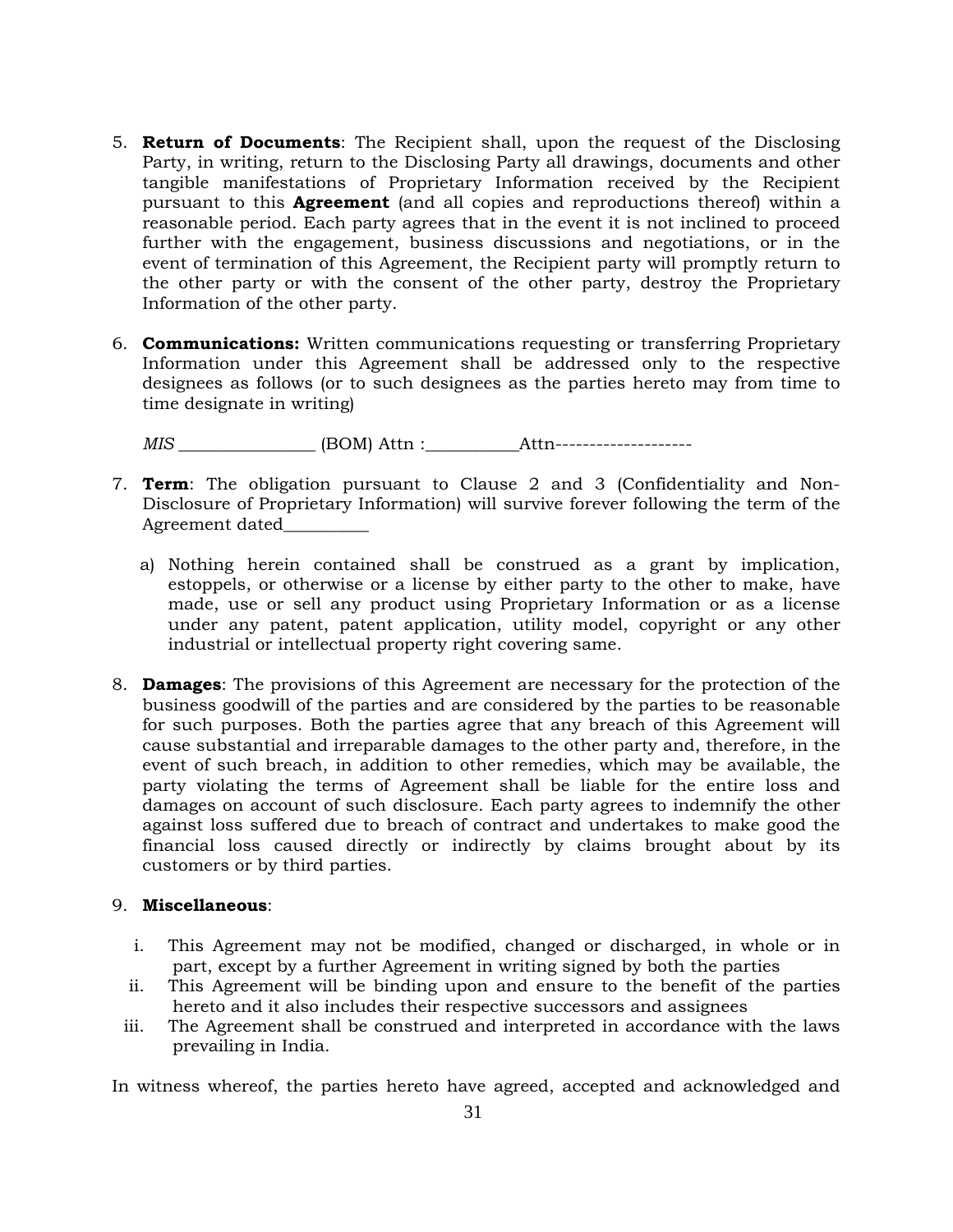5. **Return of Documents**: The Recipient shall, upon the request of the Disclosing Party, in writing, return to the Disclosing Party all drawings, documents and other tangible manifestations of Proprietary Information received by the Recipient pursuant to this **Agreement** (and all copies and reproductions thereof) within a reasonable period. Each party agrees that in the event it is not inclined to proceed further with the engagement, business discussions and negotiations, or in the event of termination of this Agreement, the Recipient party will promptly return to the other party or with the consent of the other party, destroy the Proprietary Information of the other party.

6. **Communications:** Written communications requesting or transferring Proprietary Information under this Agreement shall be addressed only to the respective designees as follows (or to such designees as the parties hereto may from time to time designate in writing)

   *MIS* ________________ (BOM) Attn :___________Attn--------------------

7. **Term**: The obligation pursuant to Clause 2 and 3 (Confidentiality and Non-Disclosure of Proprietary Information) will survive forever following the term of the Agreement dated__________

   a) Nothing herein contained shall be construed as a grant by implication, estoppels, or otherwise or a license by either party to the other to make, have made, use or sell any product using Proprietary Information or as a license under any patent, patent application, utility model, copyright or any other industrial or intellectual property right covering same.

8. **Damages**: The provisions of this Agreement are necessary for the protection of the business goodwill of the parties and are considered by the parties to be reasonable for such purposes. Both the parties agree that any breach of this Agreement will cause substantial and irreparable damages to the other party and, therefore, in the event of such breach, in addition to other remedies, which may be available, the party violating the terms of Agreement shall be liable for the entire loss and damages on account of such disclosure. Each party agrees to indemnify the other against loss suffered due to breach of contract and undertakes to make good the financial loss caused directly or indirectly by claims brought about by its customers or by third parties.

9. **Miscellaneous**:

   i. This Agreement may not be modified, changed or discharged, in whole or in part, except by a further Agreement in writing signed by both the parties
   ii. This Agreement will be binding upon and ensure to the benefit of the parties hereto and it also includes their respective successors and assignees
   iii. The Agreement shall be construed and interpreted in accordance with the laws prevailing in India.

In witness whereof, the parties hereto have agreed, accepted and acknowledged and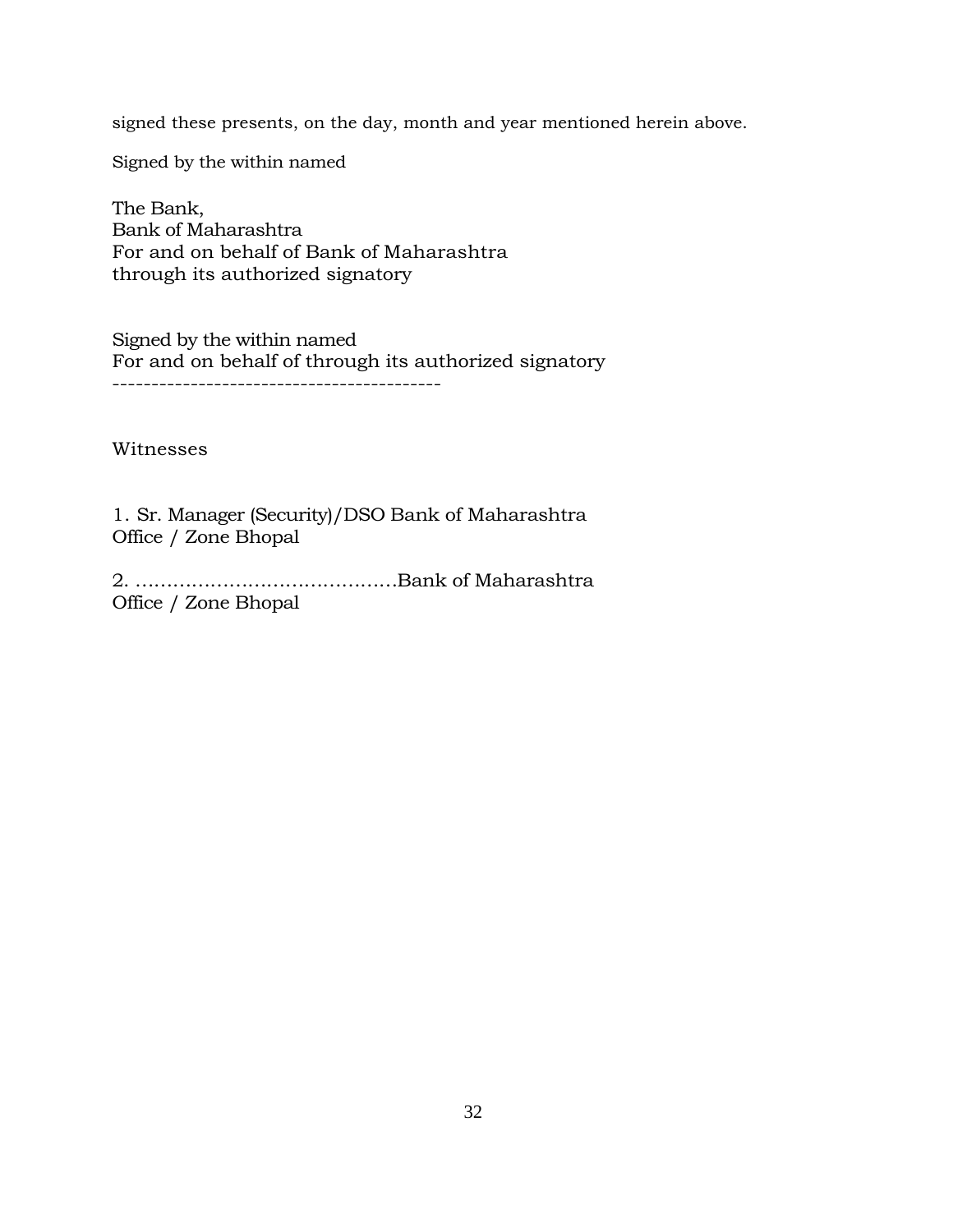signed these presents, on the day, month and year mentioned herein above.

Signed by the within named

The Bank,
Bank of Maharashtra
For and on behalf of Bank of Maharashtra
through its authorized signatory

Signed by the within named
For and on behalf of through its authorized signatory
------------------------------------------

Witnesses

1. Sr. Manager (Security)/DSO Bank of Maharashtra
Office / Zone Bhopal

2. ……………………………………Bank of Maharashtra
Office / Zone Bhopal